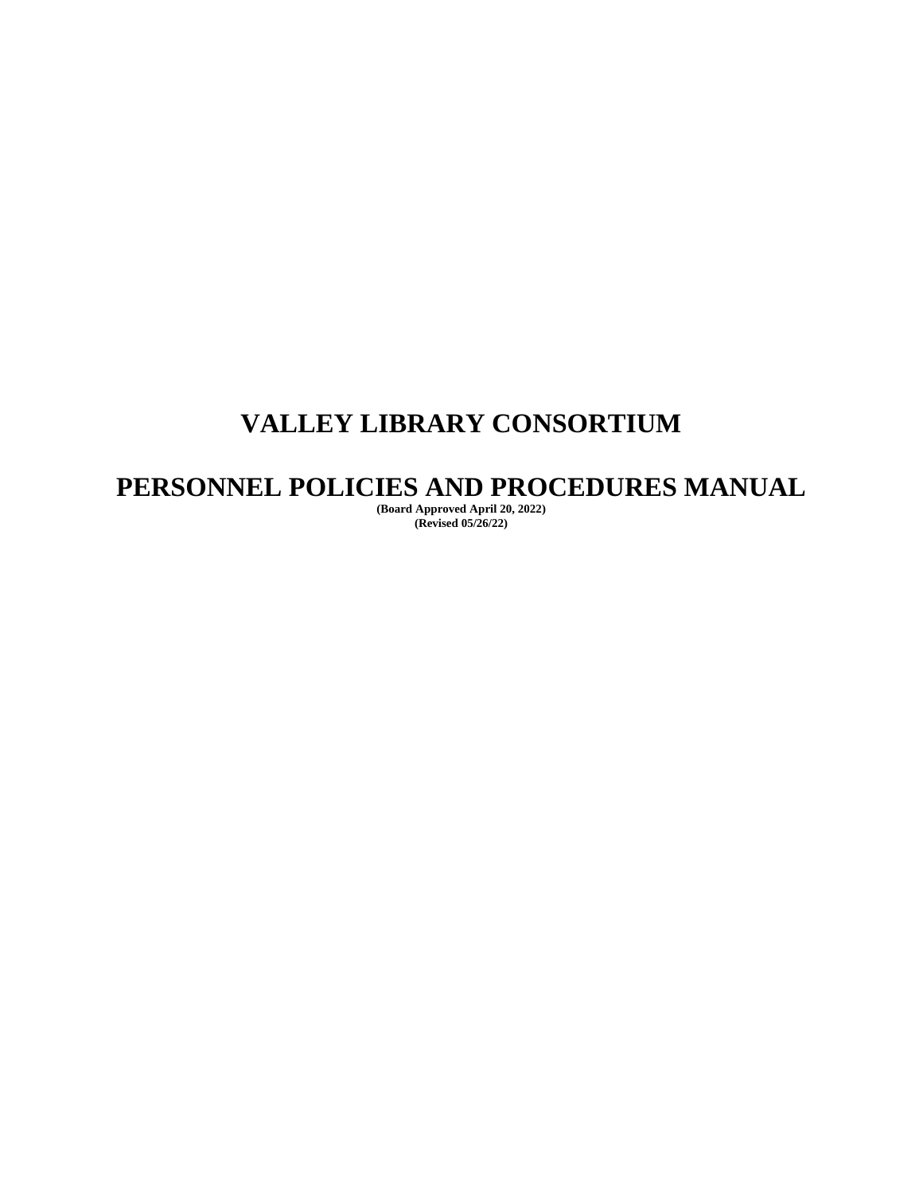# VALLEY LIBRARY CONSORTIUM

# PERSONNEL POLICIES AND PROCEDURES MANUAL

**(Board Approved April 20, 2022)**
**(Revised 05/26/22)**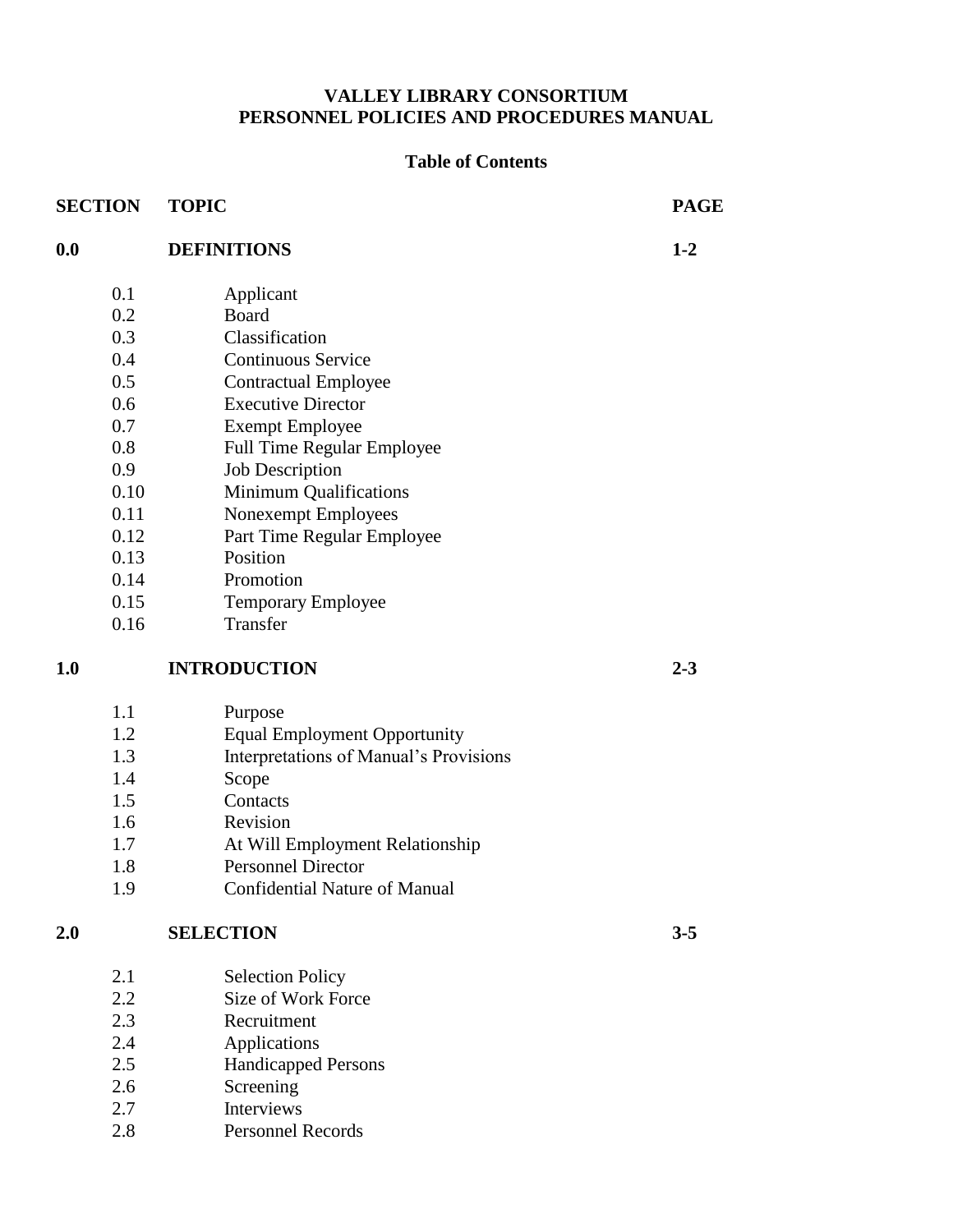**VALLEY LIBRARY CONSORTIUM**
**PERSONNEL POLICIES AND PROCEDURES MANUAL**

**Table of Contents**

| SECTION | TOPIC | PAGE |
|---|---|---|
| **0.0** | **DEFINITIONS** | **1-2** |
| 0.1 | Applicant | |
| 0.2 | Board | |
| 0.3 | Classification | |
| 0.4 | Continuous Service | |
| 0.5 | Contractual Employee | |
| 0.6 | Executive Director | |
| 0.7 | Exempt Employee | |
| 0.8 | Full Time Regular Employee | |
| 0.9 | Job Description | |
| 0.10 | Minimum Qualifications | |
| 0.11 | Nonexempt Employees | |
| 0.12 | Part Time Regular Employee | |
| 0.13 | Position | |
| 0.14 | Promotion | |
| 0.15 | Temporary Employee | |
| 0.16 | Transfer | |
| **1.0** | **INTRODUCTION** | **2-3** |
| 1.1 | Purpose | |
| 1.2 | Equal Employment Opportunity | |
| 1.3 | Interpretations of Manual's Provisions | |
| 1.4 | Scope | |
| 1.5 | Contacts | |
| 1.6 | Revision | |
| 1.7 | At Will Employment Relationship | |
| 1.8 | Personnel Director | |
| 1.9 | Confidential Nature of Manual | |
| **2.0** | **SELECTION** | **3-5** |
| 2.1 | Selection Policy | |
| 2.2 | Size of Work Force | |
| 2.3 | Recruitment | |
| 2.4 | Applications | |
| 2.5 | Handicapped Persons | |
| 2.6 | Screening | |
| 2.7 | Interviews | |
| 2.8 | Personnel Records | |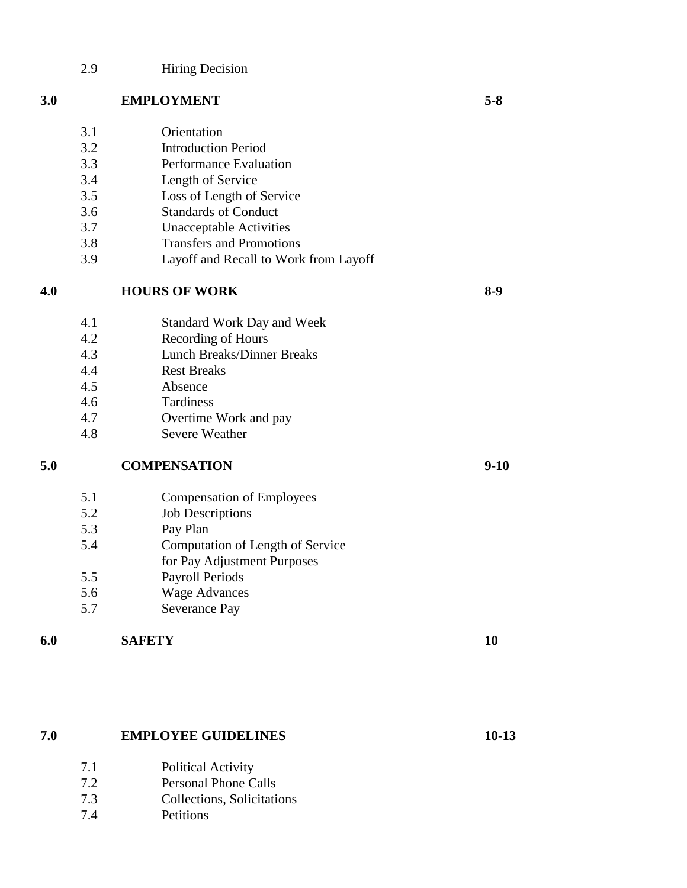| | | | |
|---|---|---|---|
| | 2.9 | Hiring Decision | |
| **3.0** | | **EMPLOYMENT** | **5-8** |
| | 3.1 | Orientation | |
| | 3.2 | Introduction Period | |
| | 3.3 | Performance Evaluation | |
| | 3.4 | Length of Service | |
| | 3.5 | Loss of Length of Service | |
| | 3.6 | Standards of Conduct | |
| | 3.7 | Unacceptable Activities | |
| | 3.8 | Transfers and Promotions | |
| | 3.9 | Layoff and Recall to Work from Layoff | |
| **4.0** | | **HOURS OF WORK** | **8-9** |
| | 4.1 | Standard Work Day and Week | |
| | 4.2 | Recording of Hours | |
| | 4.3 | Lunch Breaks/Dinner Breaks | |
| | 4.4 | Rest Breaks | |
| | 4.5 | Absence | |
| | 4.6 | Tardiness | |
| | 4.7 | Overtime Work and pay | |
| | 4.8 | Severe Weather | |
| **5.0** | | **COMPENSATION** | **9-10** |
| | 5.1 | Compensation of Employees | |
| | 5.2 | Job Descriptions | |
| | 5.3 | Pay Plan | |
| | 5.4 | Computation of Length of Service for Pay Adjustment Purposes | |
| | 5.5 | Payroll Periods | |
| | 5.6 | Wage Advances | |
| | 5.7 | Severance Pay | |
| **6.0** | | **SAFETY** | **10** |
| **7.0** | | **EMPLOYEE GUIDELINES** | **10-13** |
| | 7.1 | Political Activity | |
| | 7.2 | Personal Phone Calls | |
| | 7.3 | Collections, Solicitations | |
| | 7.4 | Petitions | |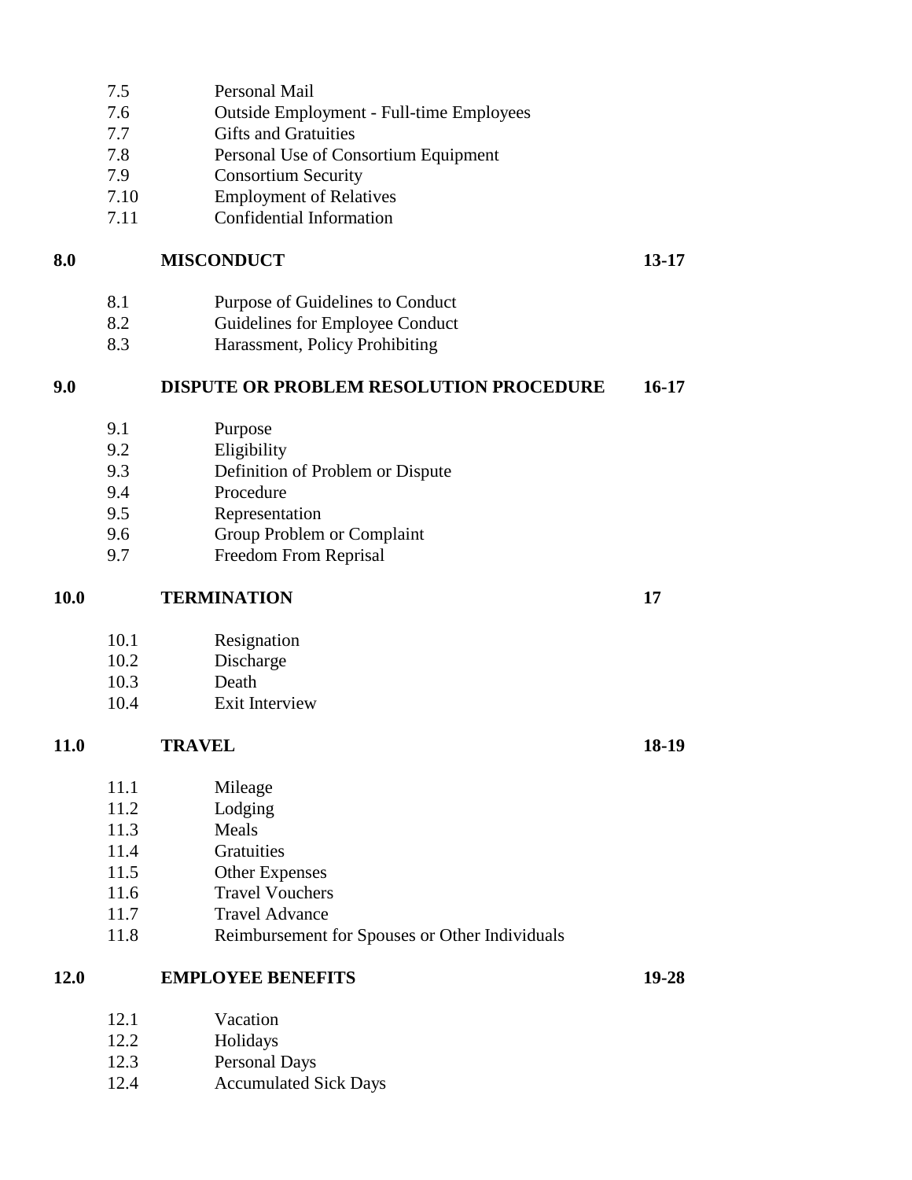| | | |
|---|---|---|
| 7.5 | Personal Mail | |
| 7.6 | Outside Employment - Full-time Employees | |
| 7.7 | Gifts and Gratuities | |
| 7.8 | Personal Use of Consortium Equipment | |
| 7.9 | Consortium Security | |
| 7.10 | Employment of Relatives | |
| 7.11 | Confidential Information | |
| **8.0** | **MISCONDUCT** | **13-17** |
| 8.1 | Purpose of Guidelines to Conduct | |
| 8.2 | Guidelines for Employee Conduct | |
| 8.3 | Harassment, Policy Prohibiting | |
| **9.0** | **DISPUTE OR PROBLEM RESOLUTION PROCEDURE** | **16-17** |
| 9.1 | Purpose | |
| 9.2 | Eligibility | |
| 9.3 | Definition of Problem or Dispute | |
| 9.4 | Procedure | |
| 9.5 | Representation | |
| 9.6 | Group Problem or Complaint | |
| 9.7 | Freedom From Reprisal | |
| **10.0** | **TERMINATION** | **17** |
| 10.1 | Resignation | |
| 10.2 | Discharge | |
| 10.3 | Death | |
| 10.4 | Exit Interview | |
| **11.0** | **TRAVEL** | **18-19** |
| 11.1 | Mileage | |
| 11.2 | Lodging | |
| 11.3 | Meals | |
| 11.4 | Gratuities | |
| 11.5 | Other Expenses | |
| 11.6 | Travel Vouchers | |
| 11.7 | Travel Advance | |
| 11.8 | Reimbursement for Spouses or Other Individuals | |
| **12.0** | **EMPLOYEE BENEFITS** | **19-28** |
| 12.1 | Vacation | |
| 12.2 | Holidays | |
| 12.3 | Personal Days | |
| 12.4 | Accumulated Sick Days | |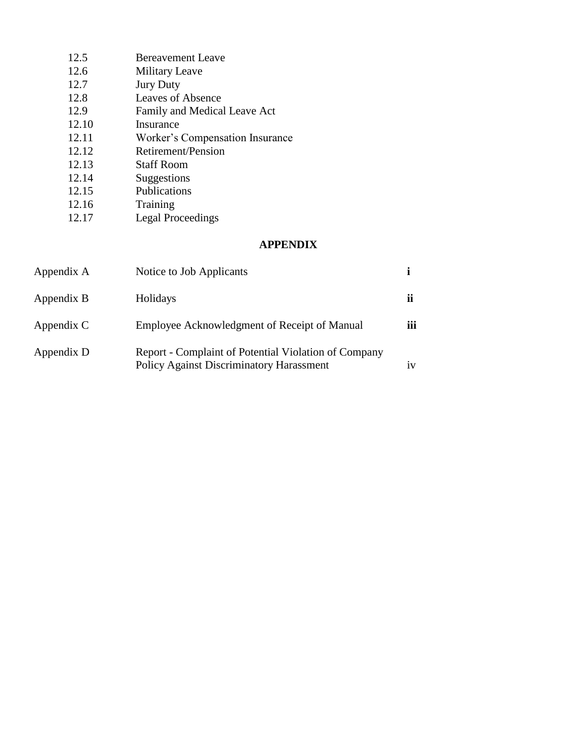| | |
|---|---|
| 12.5 | Bereavement Leave |
| 12.6 | Military Leave |
| 12.7 | Jury Duty |
| 12.8 | Leaves of Absence |
| 12.9 | Family and Medical Leave Act |
| 12.10 | Insurance |
| 12.11 | Worker's Compensation Insurance |
| 12.12 | Retirement/Pension |
| 12.13 | Staff Room |
| 12.14 | Suggestions |
| 12.15 | Publications |
| 12.16 | Training |
| 12.17 | Legal Proceedings |

## APPENDIX

| | | |
|---|---|---|
| Appendix A | Notice to Job Applicants | **i** |
| Appendix B | Holidays | **ii** |
| Appendix C | Employee Acknowledgment of Receipt of Manual | **iii** |
| Appendix D | Report - Complaint of Potential Violation of Company Policy Against Discriminatory Harassment | iv |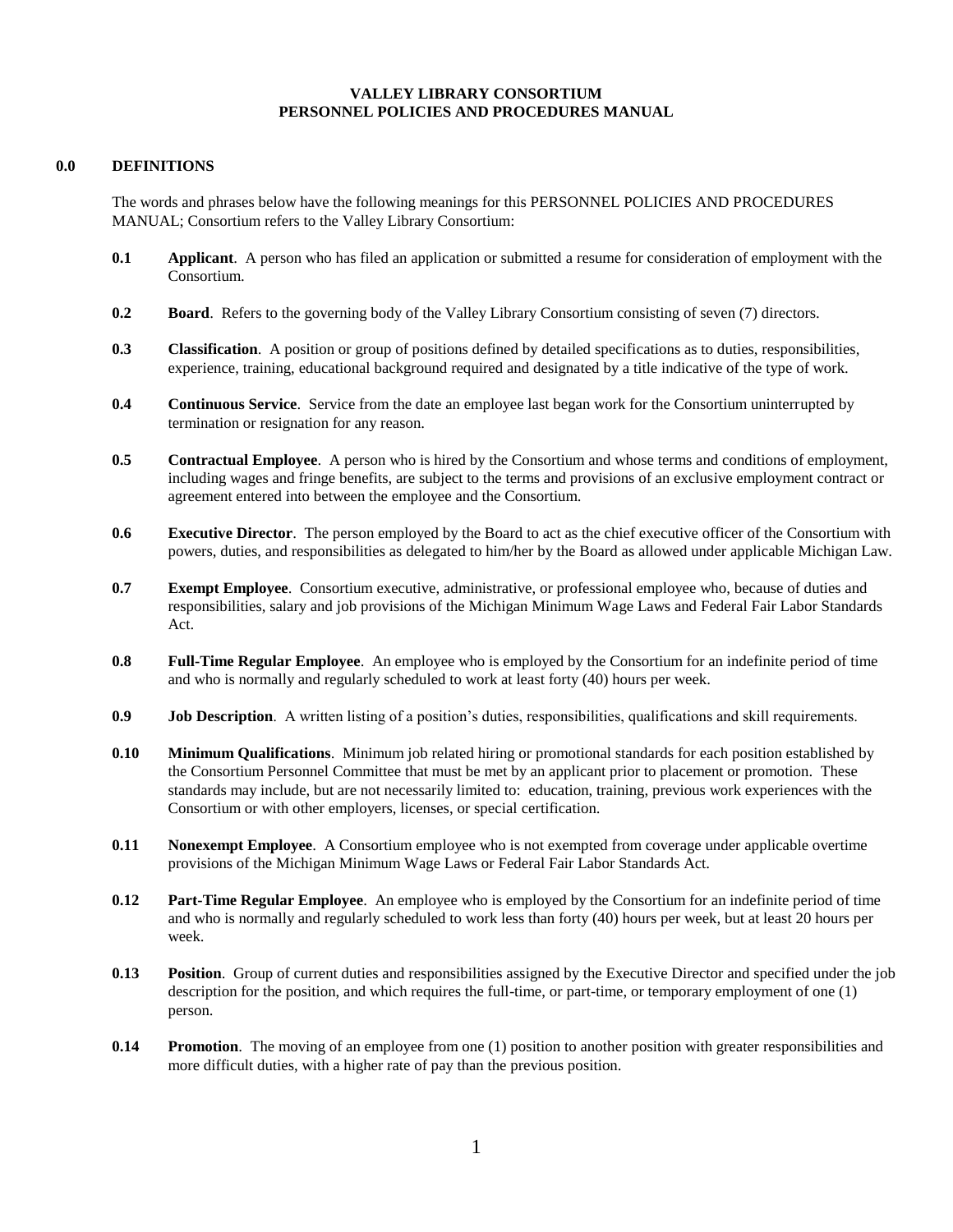**VALLEY LIBRARY CONSORTIUM**
**PERSONNEL POLICIES AND PROCEDURES MANUAL**

## 0.0 DEFINITIONS

The words and phrases below have the following meanings for this PERSONNEL POLICIES AND PROCEDURES MANUAL; Consortium refers to the Valley Library Consortium:

**0.1 Applicant**. A person who has filed an application or submitted a resume for consideration of employment with the Consortium.

**0.2 Board**. Refers to the governing body of the Valley Library Consortium consisting of seven (7) directors.

**0.3 Classification**. A position or group of positions defined by detailed specifications as to duties, responsibilities, experience, training, educational background required and designated by a title indicative of the type of work.

**0.4 Continuous Service**. Service from the date an employee last began work for the Consortium uninterrupted by termination or resignation for any reason.

**0.5 Contractual Employee**. A person who is hired by the Consortium and whose terms and conditions of employment, including wages and fringe benefits, are subject to the terms and provisions of an exclusive employment contract or agreement entered into between the employee and the Consortium.

**0.6 Executive Director**. The person employed by the Board to act as the chief executive officer of the Consortium with powers, duties, and responsibilities as delegated to him/her by the Board as allowed under applicable Michigan Law.

**0.7 Exempt Employee**. Consortium executive, administrative, or professional employee who, because of duties and responsibilities, salary and job provisions of the Michigan Minimum Wage Laws and Federal Fair Labor Standards Act.

**0.8 Full-Time Regular Employee**. An employee who is employed by the Consortium for an indefinite period of time and who is normally and regularly scheduled to work at least forty (40) hours per week.

**0.9 Job Description**. A written listing of a position's duties, responsibilities, qualifications and skill requirements.

**0.10 Minimum Qualifications**. Minimum job related hiring or promotional standards for each position established by the Consortium Personnel Committee that must be met by an applicant prior to placement or promotion. These standards may include, but are not necessarily limited to: education, training, previous work experiences with the Consortium or with other employers, licenses, or special certification.

**0.11 Nonexempt Employee**. A Consortium employee who is not exempted from coverage under applicable overtime provisions of the Michigan Minimum Wage Laws or Federal Fair Labor Standards Act.

**0.12 Part-Time Regular Employee**. An employee who is employed by the Consortium for an indefinite period of time and who is normally and regularly scheduled to work less than forty (40) hours per week, but at least 20 hours per week.

**0.13 Position**. Group of current duties and responsibilities assigned by the Executive Director and specified under the job description for the position, and which requires the full-time, or part-time, or temporary employment of one (1) person.

**0.14 Promotion**. The moving of an employee from one (1) position to another position with greater responsibilities and more difficult duties, with a higher rate of pay than the previous position.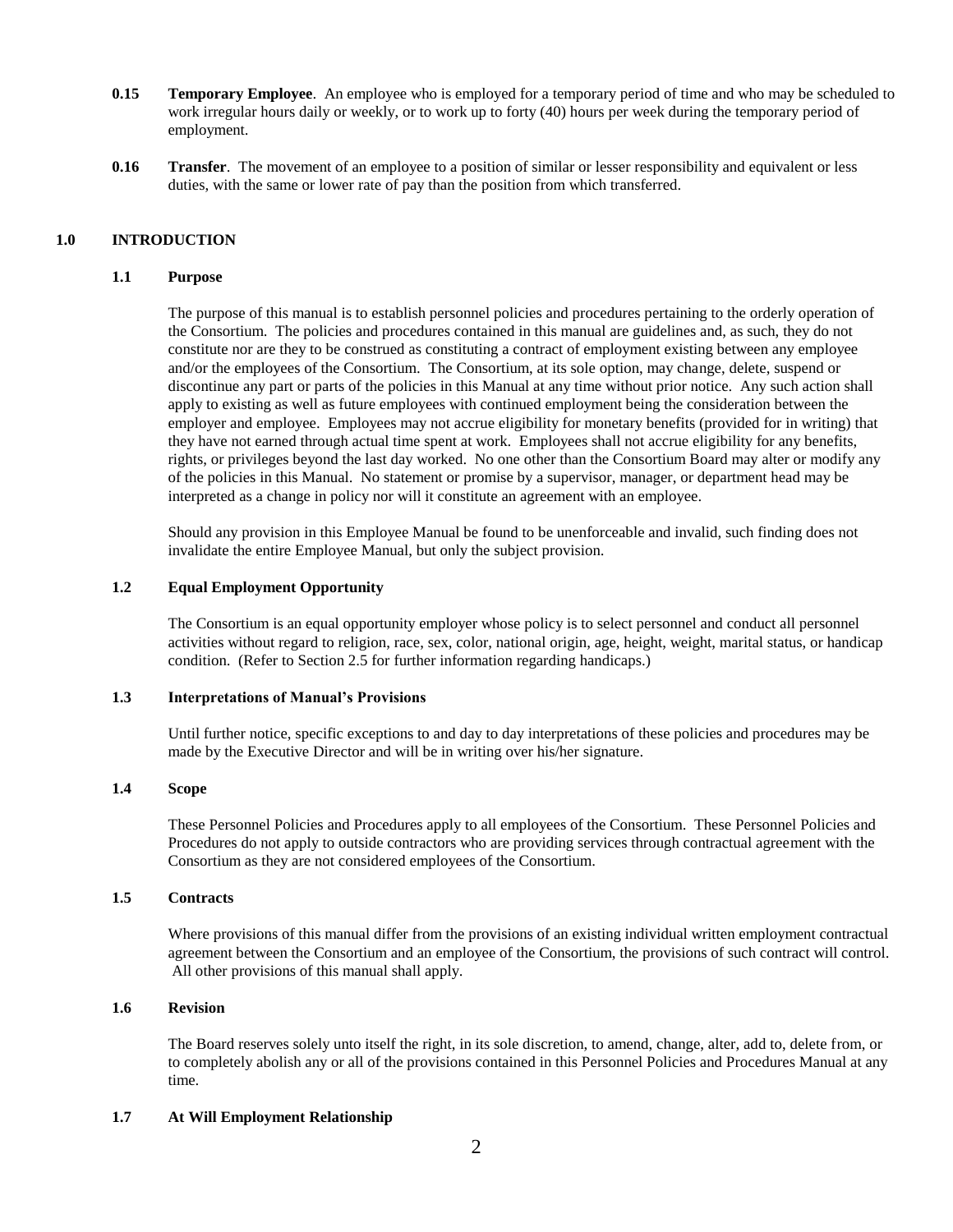**0.15 Temporary Employee**. An employee who is employed for a temporary period of time and who may be scheduled to work irregular hours daily or weekly, or to work up to forty (40) hours per week during the temporary period of employment.

**0.16 Transfer**. The movement of an employee to a position of similar or lesser responsibility and equivalent or less duties, with the same or lower rate of pay than the position from which transferred.

## 1.0 INTRODUCTION

### 1.1 Purpose

The purpose of this manual is to establish personnel policies and procedures pertaining to the orderly operation of the Consortium. The policies and procedures contained in this manual are guidelines and, as such, they do not constitute nor are they to be construed as constituting a contract of employment existing between any employee and/or the employees of the Consortium. The Consortium, at its sole option, may change, delete, suspend or discontinue any part or parts of the policies in this Manual at any time without prior notice. Any such action shall apply to existing as well as future employees with continued employment being the consideration between the employer and employee. Employees may not accrue eligibility for monetary benefits (provided for in writing) that they have not earned through actual time spent at work. Employees shall not accrue eligibility for any benefits, rights, or privileges beyond the last day worked. No one other than the Consortium Board may alter or modify any of the policies in this Manual. No statement or promise by a supervisor, manager, or department head may be interpreted as a change in policy nor will it constitute an agreement with an employee.

Should any provision in this Employee Manual be found to be unenforceable and invalid, such finding does not invalidate the entire Employee Manual, but only the subject provision.

### 1.2 Equal Employment Opportunity

The Consortium is an equal opportunity employer whose policy is to select personnel and conduct all personnel activities without regard to religion, race, sex, color, national origin, age, height, weight, marital status, or handicap condition. (Refer to Section 2.5 for further information regarding handicaps.)

### 1.3 Interpretations of Manual's Provisions

Until further notice, specific exceptions to and day to day interpretations of these policies and procedures may be made by the Executive Director and will be in writing over his/her signature.

### 1.4 Scope

These Personnel Policies and Procedures apply to all employees of the Consortium. These Personnel Policies and Procedures do not apply to outside contractors who are providing services through contractual agreement with the Consortium as they are not considered employees of the Consortium.

### 1.5 Contracts

Where provisions of this manual differ from the provisions of an existing individual written employment contractual agreement between the Consortium and an employee of the Consortium, the provisions of such contract will control. All other provisions of this manual shall apply.

### 1.6 Revision

The Board reserves solely unto itself the right, in its sole discretion, to amend, change, alter, add to, delete from, or to completely abolish any or all of the provisions contained in this Personnel Policies and Procedures Manual at any time.

### 1.7 At Will Employment Relationship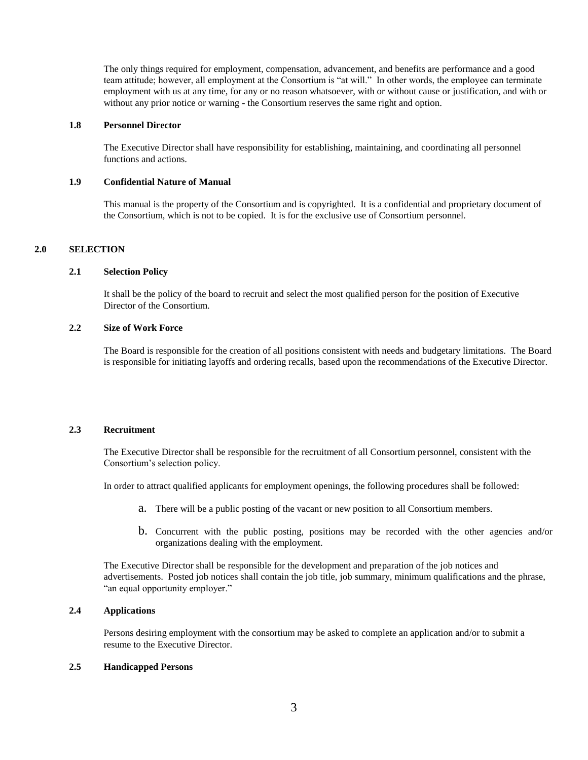The only things required for employment, compensation, advancement, and benefits are performance and a good team attitude; however, all employment at the Consortium is "at will." In other words, the employee can terminate employment with us at any time, for any or no reason whatsoever, with or without cause or justification, and with or without any prior notice or warning - the Consortium reserves the same right and option.

### 1.8 Personnel Director

The Executive Director shall have responsibility for establishing, maintaining, and coordinating all personnel functions and actions.

### 1.9 Confidential Nature of Manual

This manual is the property of the Consortium and is copyrighted. It is a confidential and proprietary document of the Consortium, which is not to be copied. It is for the exclusive use of Consortium personnel.

## 2.0 SELECTION

### 2.1 Selection Policy

It shall be the policy of the board to recruit and select the most qualified person for the position of Executive Director of the Consortium.

### 2.2 Size of Work Force

The Board is responsible for the creation of all positions consistent with needs and budgetary limitations. The Board is responsible for initiating layoffs and ordering recalls, based upon the recommendations of the Executive Director.

### 2.3 Recruitment

The Executive Director shall be responsible for the recruitment of all Consortium personnel, consistent with the Consortium's selection policy.

In order to attract qualified applicants for employment openings, the following procedures shall be followed:

a. There will be a public posting of the vacant or new position to all Consortium members.

b. Concurrent with the public posting, positions may be recorded with the other agencies and/or organizations dealing with the employment.

The Executive Director shall be responsible for the development and preparation of the job notices and advertisements. Posted job notices shall contain the job title, job summary, minimum qualifications and the phrase, "an equal opportunity employer."

### 2.4 Applications

Persons desiring employment with the consortium may be asked to complete an application and/or to submit a resume to the Executive Director.

### 2.5 Handicapped Persons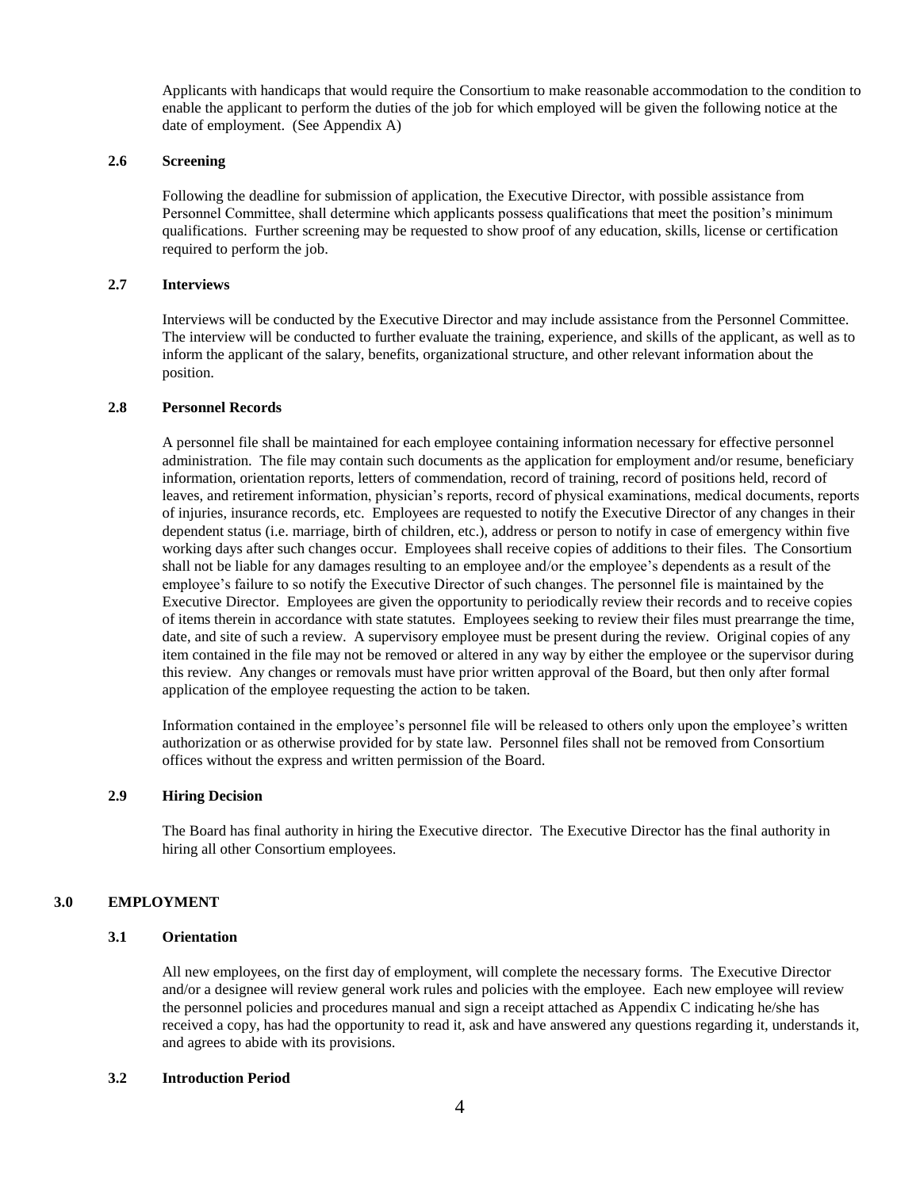Applicants with handicaps that would require the Consortium to make reasonable accommodation to the condition to enable the applicant to perform the duties of the job for which employed will be given the following notice at the date of employment. (See Appendix A)

### 2.6 Screening

Following the deadline for submission of application, the Executive Director, with possible assistance from Personnel Committee, shall determine which applicants possess qualifications that meet the position's minimum qualifications. Further screening may be requested to show proof of any education, skills, license or certification required to perform the job.

### 2.7 Interviews

Interviews will be conducted by the Executive Director and may include assistance from the Personnel Committee. The interview will be conducted to further evaluate the training, experience, and skills of the applicant, as well as to inform the applicant of the salary, benefits, organizational structure, and other relevant information about the position.

### 2.8 Personnel Records

A personnel file shall be maintained for each employee containing information necessary for effective personnel administration. The file may contain such documents as the application for employment and/or resume, beneficiary information, orientation reports, letters of commendation, record of training, record of positions held, record of leaves, and retirement information, physician's reports, record of physical examinations, medical documents, reports of injuries, insurance records, etc. Employees are requested to notify the Executive Director of any changes in their dependent status (i.e. marriage, birth of children, etc.), address or person to notify in case of emergency within five working days after such changes occur. Employees shall receive copies of additions to their files. The Consortium shall not be liable for any damages resulting to an employee and/or the employee's dependents as a result of the employee's failure to so notify the Executive Director of such changes. The personnel file is maintained by the Executive Director. Employees are given the opportunity to periodically review their records and to receive copies of items therein in accordance with state statutes. Employees seeking to review their files must prearrange the time, date, and site of such a review. A supervisory employee must be present during the review. Original copies of any item contained in the file may not be removed or altered in any way by either the employee or the supervisor during this review. Any changes or removals must have prior written approval of the Board, but then only after formal application of the employee requesting the action to be taken.

Information contained in the employee's personnel file will be released to others only upon the employee's written authorization or as otherwise provided for by state law. Personnel files shall not be removed from Consortium offices without the express and written permission of the Board.

### 2.9 Hiring Decision

The Board has final authority in hiring the Executive director. The Executive Director has the final authority in hiring all other Consortium employees.

## 3.0 EMPLOYMENT

### 3.1 Orientation

All new employees, on the first day of employment, will complete the necessary forms. The Executive Director and/or a designee will review general work rules and policies with the employee. Each new employee will review the personnel policies and procedures manual and sign a receipt attached as Appendix C indicating he/she has received a copy, has had the opportunity to read it, ask and have answered any questions regarding it, understands it, and agrees to abide with its provisions.

### 3.2 Introduction Period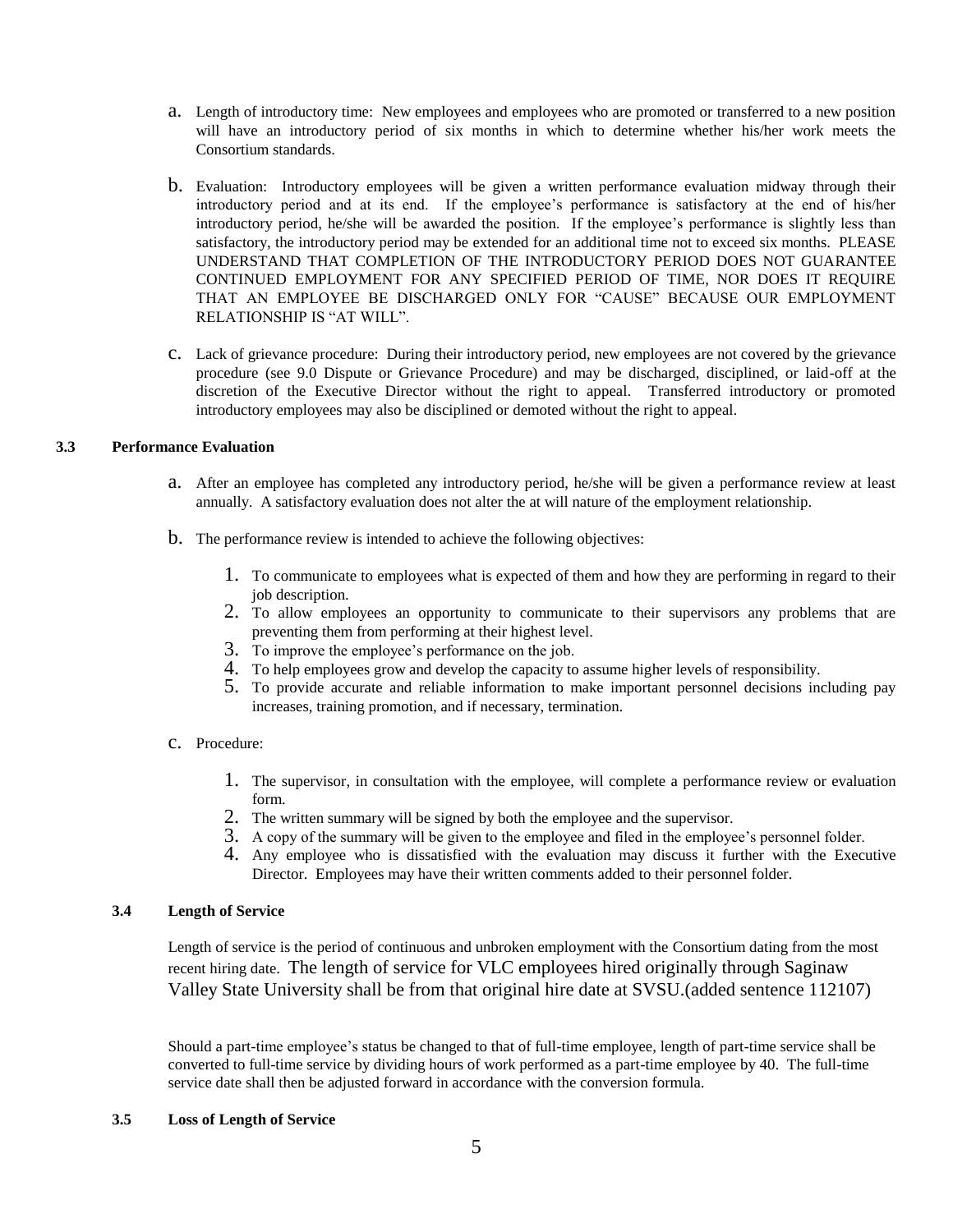a. Length of introductory time: New employees and employees who are promoted or transferred to a new position will have an introductory period of six months in which to determine whether his/her work meets the Consortium standards.

b. Evaluation: Introductory employees will be given a written performance evaluation midway through their introductory period and at its end. If the employee's performance is satisfactory at the end of his/her introductory period, he/she will be awarded the position. If the employee's performance is slightly less than satisfactory, the introductory period may be extended for an additional time not to exceed six months. PLEASE UNDERSTAND THAT COMPLETION OF THE INTRODUCTORY PERIOD DOES NOT GUARANTEE CONTINUED EMPLOYMENT FOR ANY SPECIFIED PERIOD OF TIME, NOR DOES IT REQUIRE THAT AN EMPLOYEE BE DISCHARGED ONLY FOR "CAUSE" BECAUSE OUR EMPLOYMENT RELATIONSHIP IS "AT WILL".

c. Lack of grievance procedure: During their introductory period, new employees are not covered by the grievance procedure (see 9.0 Dispute or Grievance Procedure) and may be discharged, disciplined, or laid-off at the discretion of the Executive Director without the right to appeal. Transferred introductory or promoted introductory employees may also be disciplined or demoted without the right to appeal.

### 3.3 Performance Evaluation

a. After an employee has completed any introductory period, he/she will be given a performance review at least annually. A satisfactory evaluation does not alter the at will nature of the employment relationship.

b. The performance review is intended to achieve the following objectives:

1. To communicate to employees what is expected of them and how they are performing in regard to their job description.
2. To allow employees an opportunity to communicate to their supervisors any problems that are preventing them from performing at their highest level.
3. To improve the employee's performance on the job.
4. To help employees grow and develop the capacity to assume higher levels of responsibility.
5. To provide accurate and reliable information to make important personnel decisions including pay increases, training promotion, and if necessary, termination.

c. Procedure:

1. The supervisor, in consultation with the employee, will complete a performance review or evaluation form.
2. The written summary will be signed by both the employee and the supervisor.
3. A copy of the summary will be given to the employee and filed in the employee's personnel folder.
4. Any employee who is dissatisfied with the evaluation may discuss it further with the Executive Director. Employees may have their written comments added to their personnel folder.

### 3.4 Length of Service

Length of service is the period of continuous and unbroken employment with the Consortium dating from the most recent hiring date. The length of service for VLC employees hired originally through Saginaw Valley State University shall be from that original hire date at SVSU.(added sentence 112107)

Should a part-time employee's status be changed to that of full-time employee, length of part-time service shall be converted to full-time service by dividing hours of work performed as a part-time employee by 40. The full-time service date shall then be adjusted forward in accordance with the conversion formula.

### 3.5 Loss of Length of Service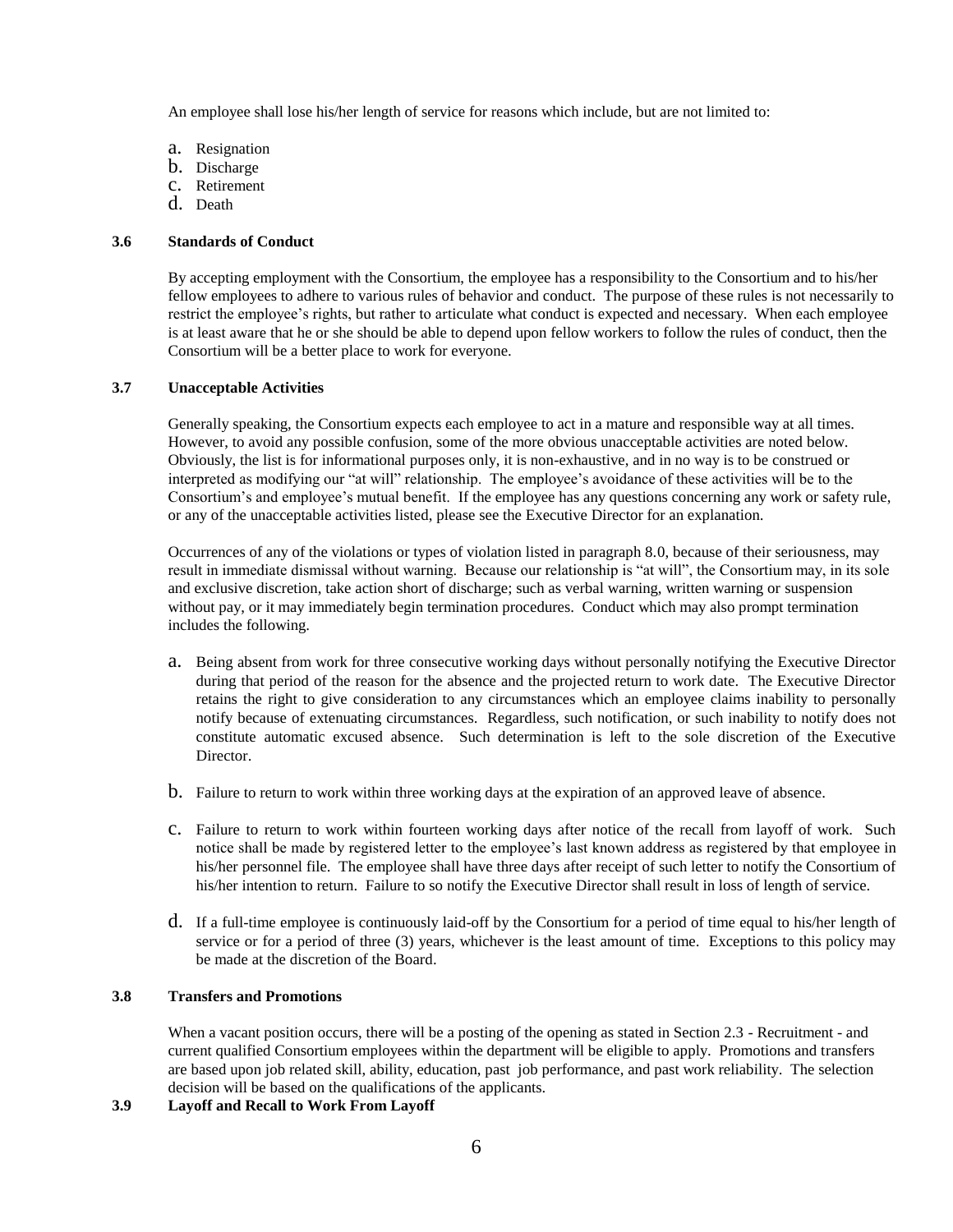An employee shall lose his/her length of service for reasons which include, but are not limited to:

a. Resignation
b. Discharge
c. Retirement
d. Death

### 3.6 Standards of Conduct

By accepting employment with the Consortium, the employee has a responsibility to the Consortium and to his/her fellow employees to adhere to various rules of behavior and conduct. The purpose of these rules is not necessarily to restrict the employee's rights, but rather to articulate what conduct is expected and necessary. When each employee is at least aware that he or she should be able to depend upon fellow workers to follow the rules of conduct, then the Consortium will be a better place to work for everyone.

### 3.7 Unacceptable Activities

Generally speaking, the Consortium expects each employee to act in a mature and responsible way at all times. However, to avoid any possible confusion, some of the more obvious unacceptable activities are noted below. Obviously, the list is for informational purposes only, it is non-exhaustive, and in no way is to be construed or interpreted as modifying our "at will" relationship. The employee's avoidance of these activities will be to the Consortium's and employee's mutual benefit. If the employee has any questions concerning any work or safety rule, or any of the unacceptable activities listed, please see the Executive Director for an explanation.

Occurrences of any of the violations or types of violation listed in paragraph 8.0, because of their seriousness, may result in immediate dismissal without warning. Because our relationship is "at will", the Consortium may, in its sole and exclusive discretion, take action short of discharge; such as verbal warning, written warning or suspension without pay, or it may immediately begin termination procedures. Conduct which may also prompt termination includes the following.

a. Being absent from work for three consecutive working days without personally notifying the Executive Director during that period of the reason for the absence and the projected return to work date. The Executive Director retains the right to give consideration to any circumstances which an employee claims inability to personally notify because of extenuating circumstances. Regardless, such notification, or such inability to notify does not constitute automatic excused absence. Such determination is left to the sole discretion of the Executive Director.

b. Failure to return to work within three working days at the expiration of an approved leave of absence.

c. Failure to return to work within fourteen working days after notice of the recall from layoff of work. Such notice shall be made by registered letter to the employee's last known address as registered by that employee in his/her personnel file. The employee shall have three days after receipt of such letter to notify the Consortium of his/her intention to return. Failure to so notify the Executive Director shall result in loss of length of service.

d. If a full-time employee is continuously laid-off by the Consortium for a period of time equal to his/her length of service or for a period of three (3) years, whichever is the least amount of time. Exceptions to this policy may be made at the discretion of the Board.

### 3.8 Transfers and Promotions

When a vacant position occurs, there will be a posting of the opening as stated in Section 2.3 - Recruitment - and current qualified Consortium employees within the department will be eligible to apply. Promotions and transfers are based upon job related skill, ability, education, past job performance, and past work reliability. The selection decision will be based on the qualifications of the applicants.

### 3.9 Layoff and Recall to Work From Layoff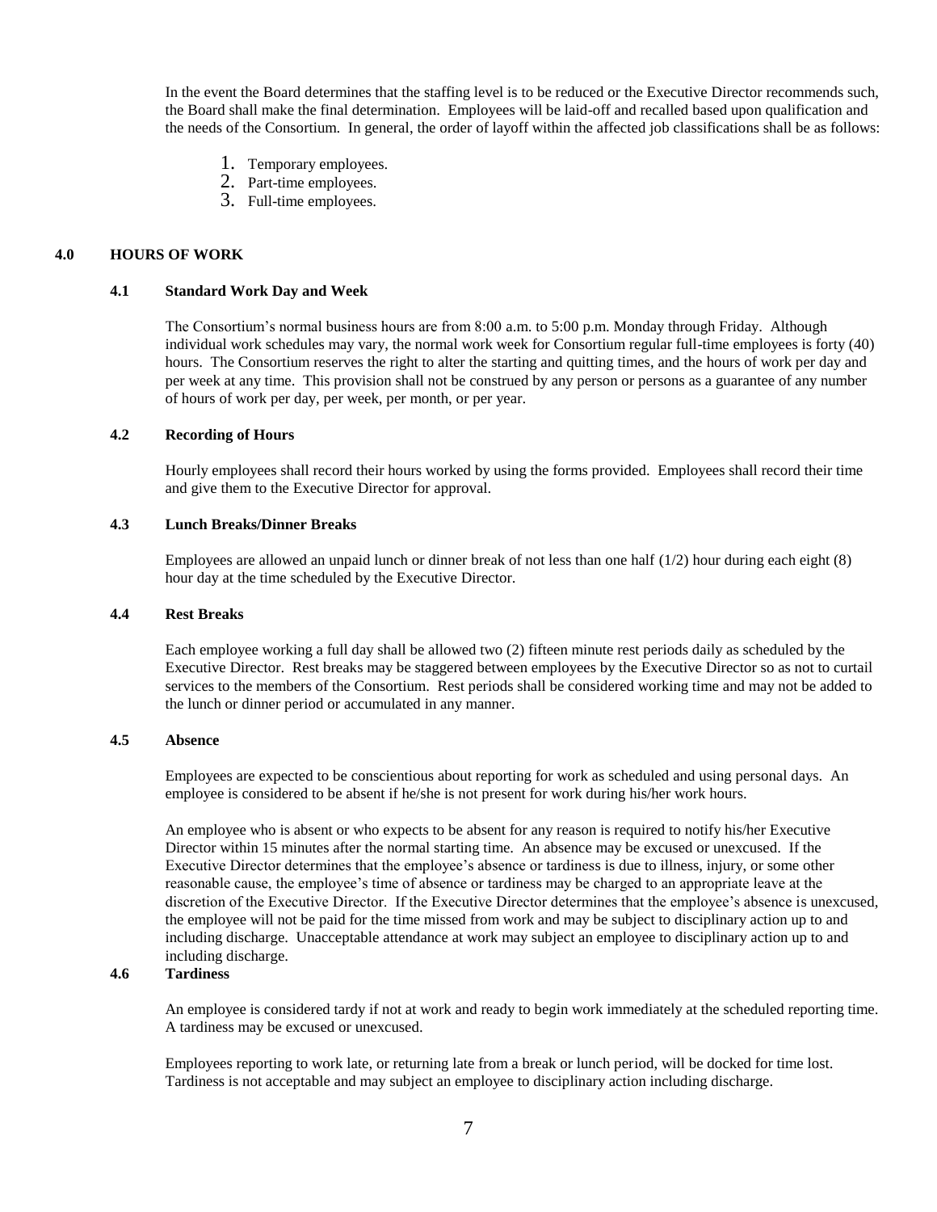In the event the Board determines that the staffing level is to be reduced or the Executive Director recommends such, the Board shall make the final determination. Employees will be laid-off and recalled based upon qualification and the needs of the Consortium. In general, the order of layoff within the affected job classifications shall be as follows:

1. Temporary employees.
2. Part-time employees.
3. Full-time employees.

## 4.0 HOURS OF WORK

### 4.1 Standard Work Day and Week

The Consortium's normal business hours are from 8:00 a.m. to 5:00 p.m. Monday through Friday. Although individual work schedules may vary, the normal work week for Consortium regular full-time employees is forty (40) hours. The Consortium reserves the right to alter the starting and quitting times, and the hours of work per day and per week at any time. This provision shall not be construed by any person or persons as a guarantee of any number of hours of work per day, per week, per month, or per year.

### 4.2 Recording of Hours

Hourly employees shall record their hours worked by using the forms provided. Employees shall record their time and give them to the Executive Director for approval.

### 4.3 Lunch Breaks/Dinner Breaks

Employees are allowed an unpaid lunch or dinner break of not less than one half (1/2) hour during each eight (8) hour day at the time scheduled by the Executive Director.

### 4.4 Rest Breaks

Each employee working a full day shall be allowed two (2) fifteen minute rest periods daily as scheduled by the Executive Director. Rest breaks may be staggered between employees by the Executive Director so as not to curtail services to the members of the Consortium. Rest periods shall be considered working time and may not be added to the lunch or dinner period or accumulated in any manner.

### 4.5 Absence

Employees are expected to be conscientious about reporting for work as scheduled and using personal days. An employee is considered to be absent if he/she is not present for work during his/her work hours.

An employee who is absent or who expects to be absent for any reason is required to notify his/her Executive Director within 15 minutes after the normal starting time. An absence may be excused or unexcused. If the Executive Director determines that the employee's absence or tardiness is due to illness, injury, or some other reasonable cause, the employee's time of absence or tardiness may be charged to an appropriate leave at the discretion of the Executive Director. If the Executive Director determines that the employee's absence is unexcused, the employee will not be paid for the time missed from work and may be subject to disciplinary action up to and including discharge. Unacceptable attendance at work may subject an employee to disciplinary action up to and including discharge.

### 4.6 Tardiness

An employee is considered tardy if not at work and ready to begin work immediately at the scheduled reporting time. A tardiness may be excused or unexcused.

Employees reporting to work late, or returning late from a break or lunch period, will be docked for time lost. Tardiness is not acceptable and may subject an employee to disciplinary action including discharge.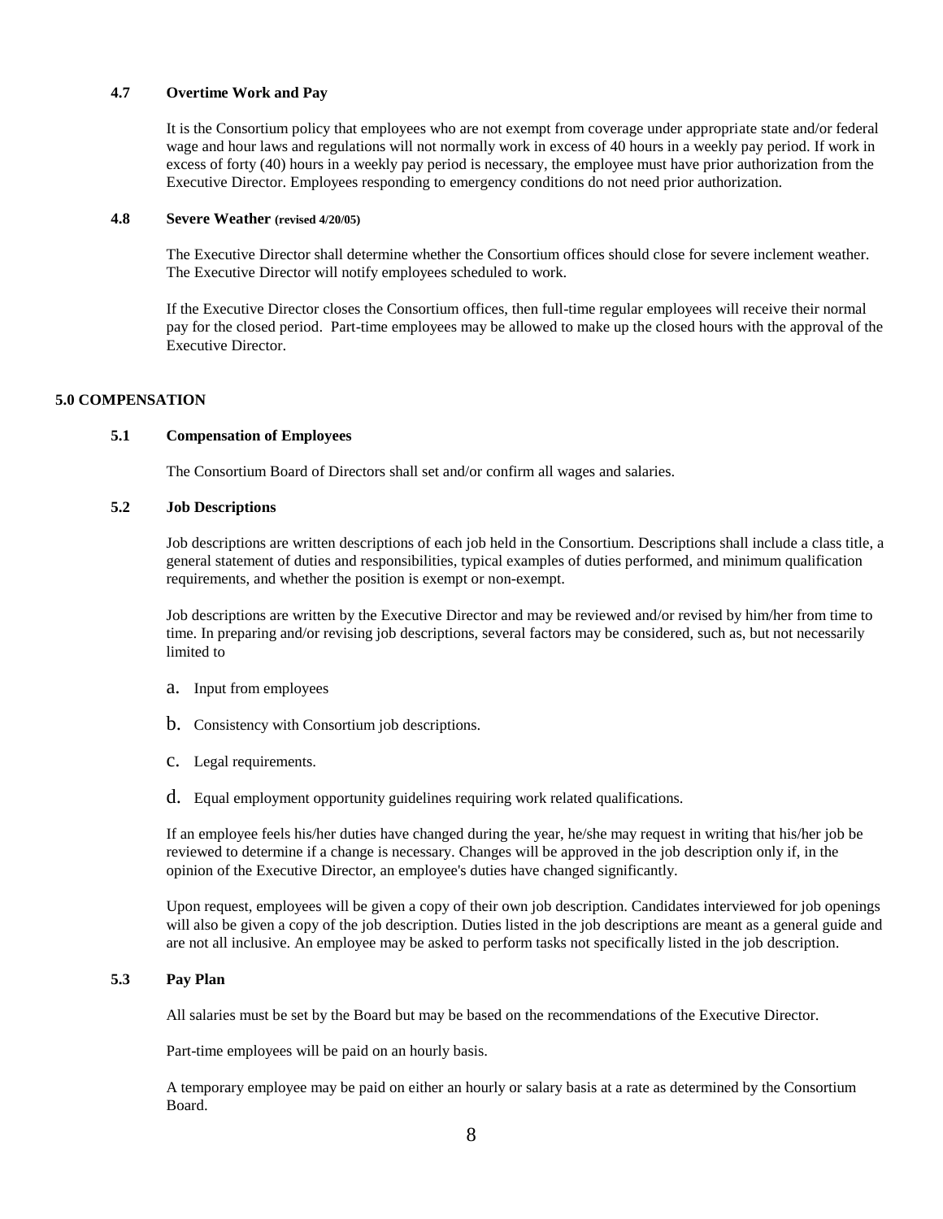### 4.7 Overtime Work and Pay

It is the Consortium policy that employees who are not exempt from coverage under appropriate state and/or federal wage and hour laws and regulations will not normally work in excess of 40 hours in a weekly pay period. If work in excess of forty (40) hours in a weekly pay period is necessary, the employee must have prior authorization from the Executive Director. Employees responding to emergency conditions do not need prior authorization.

### 4.8 Severe Weather (revised 4/20/05)

The Executive Director shall determine whether the Consortium offices should close for severe inclement weather. The Executive Director will notify employees scheduled to work.

If the Executive Director closes the Consortium offices, then full-time regular employees will receive their normal pay for the closed period. Part-time employees may be allowed to make up the closed hours with the approval of the Executive Director.

## 5.0 COMPENSATION

### 5.1 Compensation of Employees

The Consortium Board of Directors shall set and/or confirm all wages and salaries.

### 5.2 Job Descriptions

Job descriptions are written descriptions of each job held in the Consortium. Descriptions shall include a class title, a general statement of duties and responsibilities, typical examples of duties performed, and minimum qualification requirements, and whether the position is exempt or non-exempt.

Job descriptions are written by the Executive Director and may be reviewed and/or revised by him/her from time to time. In preparing and/or revising job descriptions, several factors may be considered, such as, but not necessarily limited to

a. Input from employees

b. Consistency with Consortium job descriptions.

c. Legal requirements.

d. Equal employment opportunity guidelines requiring work related qualifications.

If an employee feels his/her duties have changed during the year, he/she may request in writing that his/her job be reviewed to determine if a change is necessary. Changes will be approved in the job description only if, in the opinion of the Executive Director, an employee's duties have changed significantly.

Upon request, employees will be given a copy of their own job description. Candidates interviewed for job openings will also be given a copy of the job description. Duties listed in the job descriptions are meant as a general guide and are not all inclusive. An employee may be asked to perform tasks not specifically listed in the job description.

### 5.3 Pay Plan

All salaries must be set by the Board but may be based on the recommendations of the Executive Director.

Part-time employees will be paid on an hourly basis.

A temporary employee may be paid on either an hourly or salary basis at a rate as determined by the Consortium Board.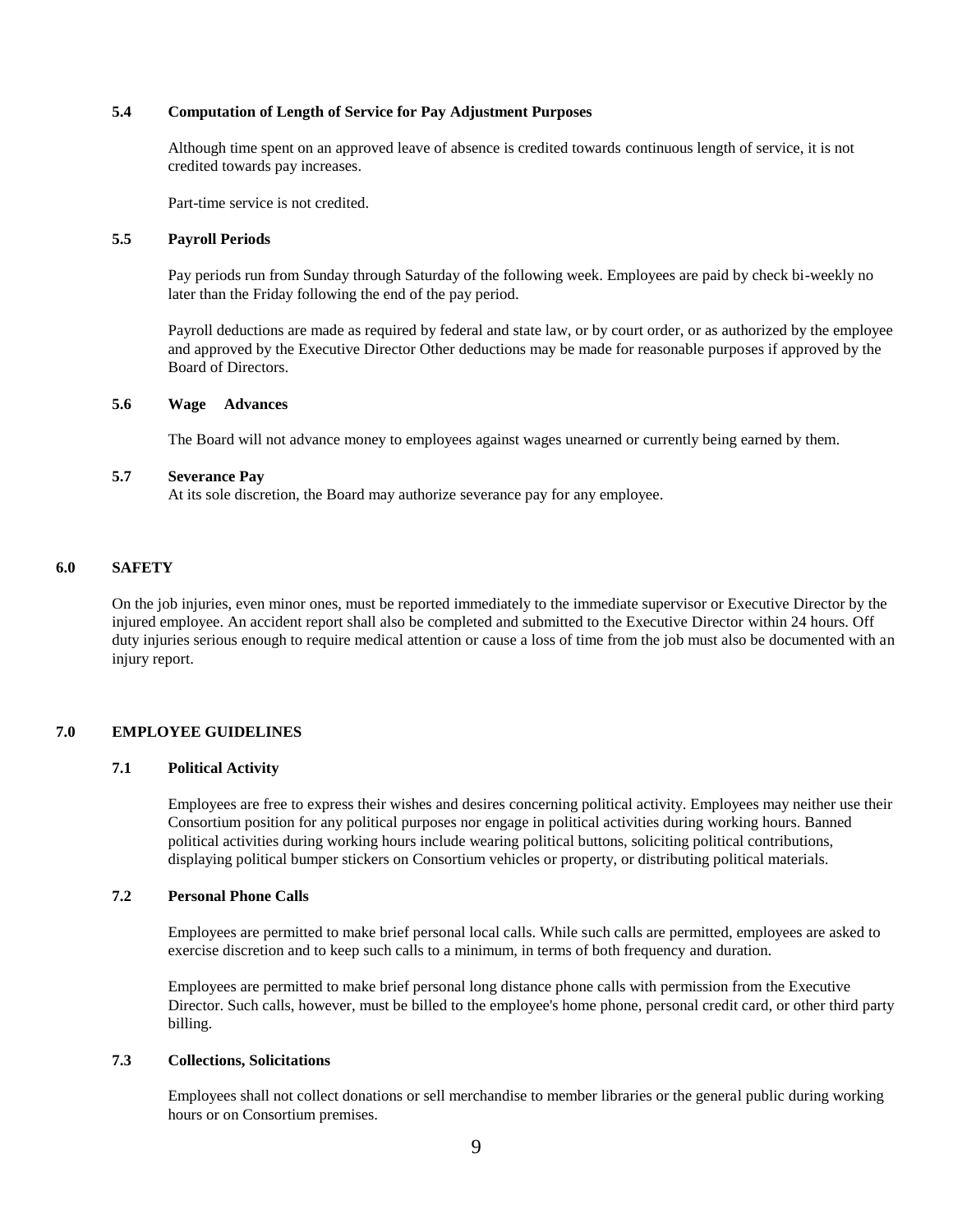### 5.4 Computation of Length of Service for Pay Adjustment Purposes

Although time spent on an approved leave of absence is credited towards continuous length of service, it is not credited towards pay increases.

Part-time service is not credited.

### 5.5 Payroll Periods

Pay periods run from Sunday through Saturday of the following week. Employees are paid by check bi-weekly no later than the Friday following the end of the pay period.

Payroll deductions are made as required by federal and state law, or by court order, or as authorized by the employee and approved by the Executive Director Other deductions may be made for reasonable purposes if approved by the Board of Directors.

### 5.6 Wage Advances

The Board will not advance money to employees against wages unearned or currently being earned by them.

### 5.7 Severance Pay

At its sole discretion, the Board may authorize severance pay for any employee.

## 6.0 SAFETY

On the job injuries, even minor ones, must be reported immediately to the immediate supervisor or Executive Director by the injured employee. An accident report shall also be completed and submitted to the Executive Director within 24 hours. Off duty injuries serious enough to require medical attention or cause a loss of time from the job must also be documented with an injury report.

## 7.0 EMPLOYEE GUIDELINES

### 7.1 Political Activity

Employees are free to express their wishes and desires concerning political activity. Employees may neither use their Consortium position for any political purposes nor engage in political activities during working hours. Banned political activities during working hours include wearing political buttons, soliciting political contributions, displaying political bumper stickers on Consortium vehicles or property, or distributing political materials.

### 7.2 Personal Phone Calls

Employees are permitted to make brief personal local calls. While such calls are permitted, employees are asked to exercise discretion and to keep such calls to a minimum, in terms of both frequency and duration.

Employees are permitted to make brief personal long distance phone calls with permission from the Executive Director. Such calls, however, must be billed to the employee's home phone, personal credit card, or other third party billing.

### 7.3 Collections, Solicitations

Employees shall not collect donations or sell merchandise to member libraries or the general public during working hours or on Consortium premises.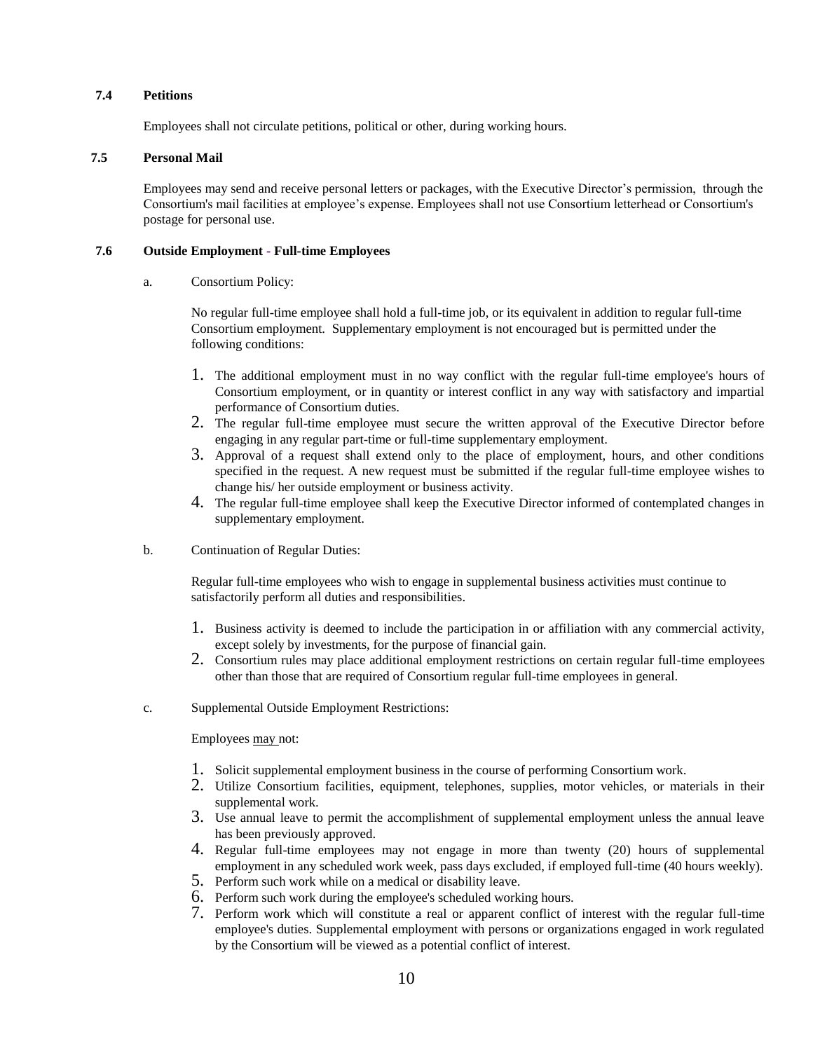### 7.4 Petitions

Employees shall not circulate petitions, political or other, during working hours.

### 7.5 Personal Mail

Employees may send and receive personal letters or packages, with the Executive Director's permission, through the Consortium's mail facilities at employee's expense. Employees shall not use Consortium letterhead or Consortium's postage for personal use.

### 7.6 Outside Employment - Full-time Employees

a. Consortium Policy:

No regular full-time employee shall hold a full-time job, or its equivalent in addition to regular full-time Consortium employment. Supplementary employment is not encouraged but is permitted under the following conditions:

1. The additional employment must in no way conflict with the regular full-time employee's hours of Consortium employment, or in quantity or interest conflict in any way with satisfactory and impartial performance of Consortium duties.
2. The regular full-time employee must secure the written approval of the Executive Director before engaging in any regular part-time or full-time supplementary employment.
3. Approval of a request shall extend only to the place of employment, hours, and other conditions specified in the request. A new request must be submitted if the regular full-time employee wishes to change his/ her outside employment or business activity.
4. The regular full-time employee shall keep the Executive Director informed of contemplated changes in supplementary employment.

b. Continuation of Regular Duties:

Regular full-time employees who wish to engage in supplemental business activities must continue to satisfactorily perform all duties and responsibilities.

1. Business activity is deemed to include the participation in or affiliation with any commercial activity, except solely by investments, for the purpose of financial gain.
2. Consortium rules may place additional employment restrictions on certain regular full-time employees other than those that are required of Consortium regular full-time employees in general.

c. Supplemental Outside Employment Restrictions:

Employees <u>may</u> not:

1. Solicit supplemental employment business in the course of performing Consortium work.
2. Utilize Consortium facilities, equipment, telephones, supplies, motor vehicles, or materials in their supplemental work.
3. Use annual leave to permit the accomplishment of supplemental employment unless the annual leave has been previously approved.
4. Regular full-time employees may not engage in more than twenty (20) hours of supplemental employment in any scheduled work week, pass days excluded, if employed full-time (40 hours weekly).
5. Perform such work while on a medical or disability leave.
6. Perform such work during the employee's scheduled working hours.
7. Perform work which will constitute a real or apparent conflict of interest with the regular full-time employee's duties. Supplemental employment with persons or organizations engaged in work regulated by the Consortium will be viewed as a potential conflict of interest.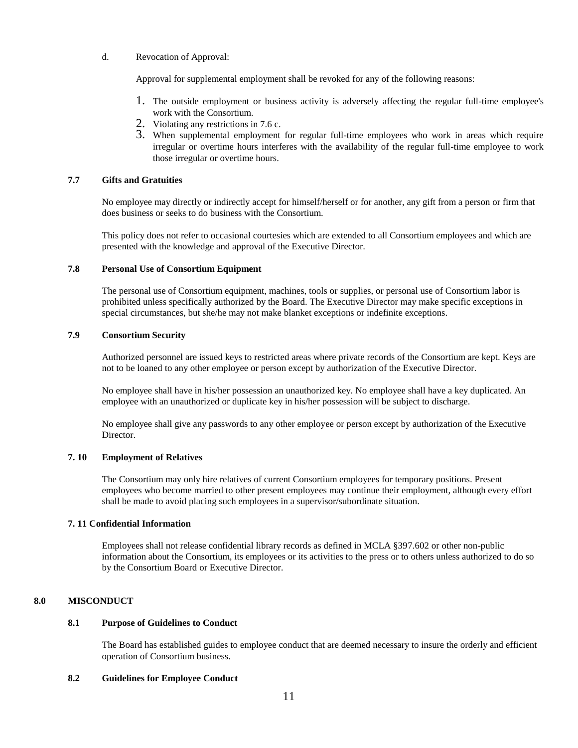d. Revocation of Approval:

Approval for supplemental employment shall be revoked for any of the following reasons:

1. The outside employment or business activity is adversely affecting the regular full-time employee's work with the Consortium.
2. Violating any restrictions in 7.6 c.
3. When supplemental employment for regular full-time employees who work in areas which require irregular or overtime hours interferes with the availability of the regular full-time employee to work those irregular or overtime hours.

### 7.7 Gifts and Gratuities

No employee may directly or indirectly accept for himself/herself or for another, any gift from a person or firm that does business or seeks to do business with the Consortium.

This policy does not refer to occasional courtesies which are extended to all Consortium employees and which are presented with the knowledge and approval of the Executive Director.

### 7.8 Personal Use of Consortium Equipment

The personal use of Consortium equipment, machines, tools or supplies, or personal use of Consortium labor is prohibited unless specifically authorized by the Board. The Executive Director may make specific exceptions in special circumstances, but she/he may not make blanket exceptions or indefinite exceptions.

### 7.9 Consortium Security

Authorized personnel are issued keys to restricted areas where private records of the Consortium are kept. Keys are not to be loaned to any other employee or person except by authorization of the Executive Director.

No employee shall have in his/her possession an unauthorized key. No employee shall have a key duplicated. An employee with an unauthorized or duplicate key in his/her possession will be subject to discharge.

No employee shall give any passwords to any other employee or person except by authorization of the Executive Director.

### 7. 10 Employment of Relatives

The Consortium may only hire relatives of current Consortium employees for temporary positions. Present employees who become married to other present employees may continue their employment, although every effort shall be made to avoid placing such employees in a supervisor/subordinate situation.

### 7. 11 Confidential Information

Employees shall not release confidential library records as defined in MCLA §397.602 or other non-public information about the Consortium, its employees or its activities to the press or to others unless authorized to do so by the Consortium Board or Executive Director.

## 8.0 MISCONDUCT

### 8.1 Purpose of Guidelines to Conduct

The Board has established guides to employee conduct that are deemed necessary to insure the orderly and efficient operation of Consortium business.

### 8.2 Guidelines for Employee Conduct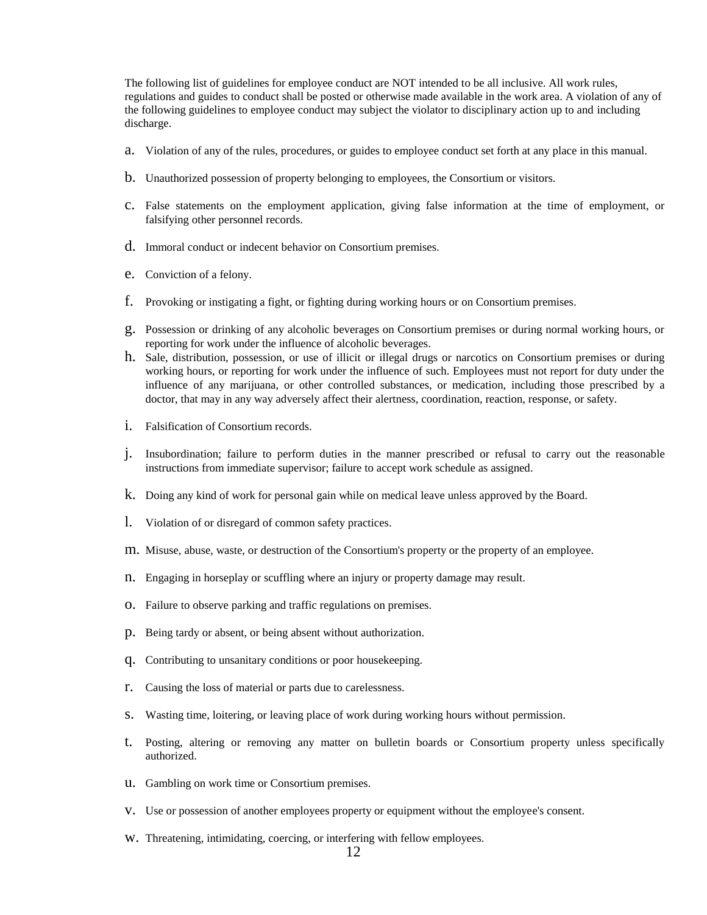The following list of guidelines for employee conduct are NOT intended to be all inclusive. All work rules, regulations and guides to conduct shall be posted or otherwise made available in the work area. A violation of any of the following guidelines to employee conduct may subject the violator to disciplinary action up to and including discharge.

a. Violation of any of the rules, procedures, or guides to employee conduct set forth at any place in this manual.

b. Unauthorized possession of property belonging to employees, the Consortium or visitors.

c. False statements on the employment application, giving false information at the time of employment, or falsifying other personnel records.

d. Immoral conduct or indecent behavior on Consortium premises.

e. Conviction of a felony.

f. Provoking or instigating a fight, or fighting during working hours or on Consortium premises.

g. Possession or drinking of any alcoholic beverages on Consortium premises or during normal working hours, or reporting for work under the influence of alcoholic beverages.

h. Sale, distribution, possession, or use of illicit or illegal drugs or narcotics on Consortium premises or during working hours, or reporting for work under the influence of such. Employees must not report for duty under the influence of any marijuana, or other controlled substances, or medication, including those prescribed by a doctor, that may in any way adversely affect their alertness, coordination, reaction, response, or safety.

i. Falsification of Consortium records.

j. Insubordination; failure to perform duties in the manner prescribed or refusal to carry out the reasonable instructions from immediate supervisor; failure to accept work schedule as assigned.

k. Doing any kind of work for personal gain while on medical leave unless approved by the Board.

l. Violation of or disregard of common safety practices.

m. Misuse, abuse, waste, or destruction of the Consortium's property or the property of an employee.

n. Engaging in horseplay or scuffling where an injury or property damage may result.

o. Failure to observe parking and traffic regulations on premises.

p. Being tardy or absent, or being absent without authorization.

q. Contributing to unsanitary conditions or poor housekeeping.

r. Causing the loss of material or parts due to carelessness.

s. Wasting time, loitering, or leaving place of work during working hours without permission.

t. Posting, altering or removing any matter on bulletin boards or Consortium property unless specifically authorized.

u. Gambling on work time or Consortium premises.

v. Use or possession of another employees property or equipment without the employee's consent.

w. Threatening, intimidating, coercing, or interfering with fellow employees.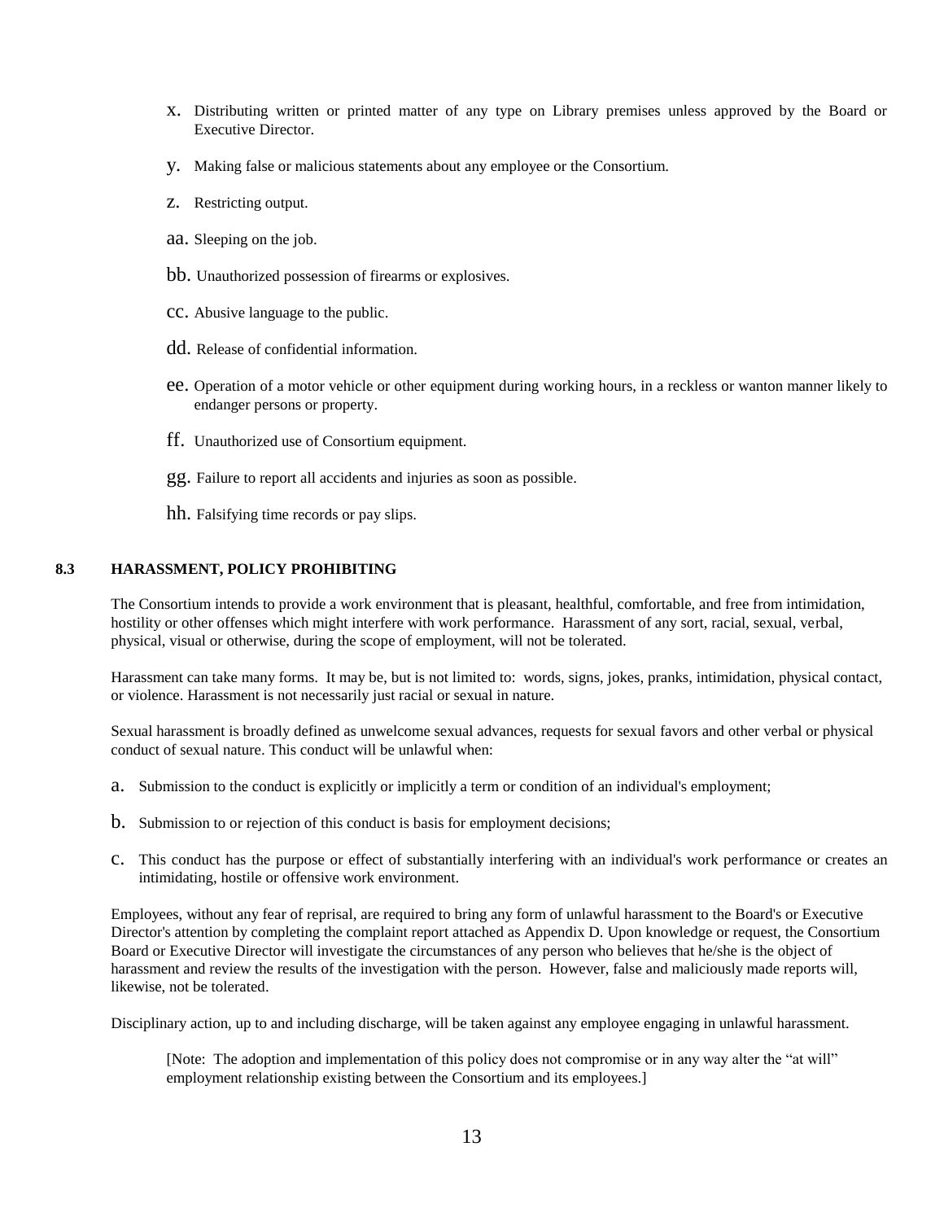x. Distributing written or printed matter of any type on Library premises unless approved by the Board or Executive Director.

y. Making false or malicious statements about any employee or the Consortium.

z. Restricting output.

aa. Sleeping on the job.

bb. Unauthorized possession of firearms or explosives.

cc. Abusive language to the public.

dd. Release of confidential information.

ee. Operation of a motor vehicle or other equipment during working hours, in a reckless or wanton manner likely to endanger persons or property.

ff. Unauthorized use of Consortium equipment.

gg. Failure to report all accidents and injuries as soon as possible.

hh. Falsifying time records or pay slips.

### 8.3 HARASSMENT, POLICY PROHIBITING

The Consortium intends to provide a work environment that is pleasant, healthful, comfortable, and free from intimidation, hostility or other offenses which might interfere with work performance. Harassment of any sort, racial, sexual, verbal, physical, visual or otherwise, during the scope of employment, will not be tolerated.

Harassment can take many forms. It may be, but is not limited to: words, signs, jokes, pranks, intimidation, physical contact, or violence. Harassment is not necessarily just racial or sexual in nature.

Sexual harassment is broadly defined as unwelcome sexual advances, requests for sexual favors and other verbal or physical conduct of sexual nature. This conduct will be unlawful when:

a. Submission to the conduct is explicitly or implicitly a term or condition of an individual's employment;

b. Submission to or rejection of this conduct is basis for employment decisions;

c. This conduct has the purpose or effect of substantially interfering with an individual's work performance or creates an intimidating, hostile or offensive work environment.

Employees, without any fear of reprisal, are required to bring any form of unlawful harassment to the Board's or Executive Director's attention by completing the complaint report attached as Appendix D. Upon knowledge or request, the Consortium Board or Executive Director will investigate the circumstances of any person who believes that he/she is the object of harassment and review the results of the investigation with the person. However, false and maliciously made reports will, likewise, not be tolerated.

Disciplinary action, up to and including discharge, will be taken against any employee engaging in unlawful harassment.

[Note: The adoption and implementation of this policy does not compromise or in any way alter the "at will" employment relationship existing between the Consortium and its employees.]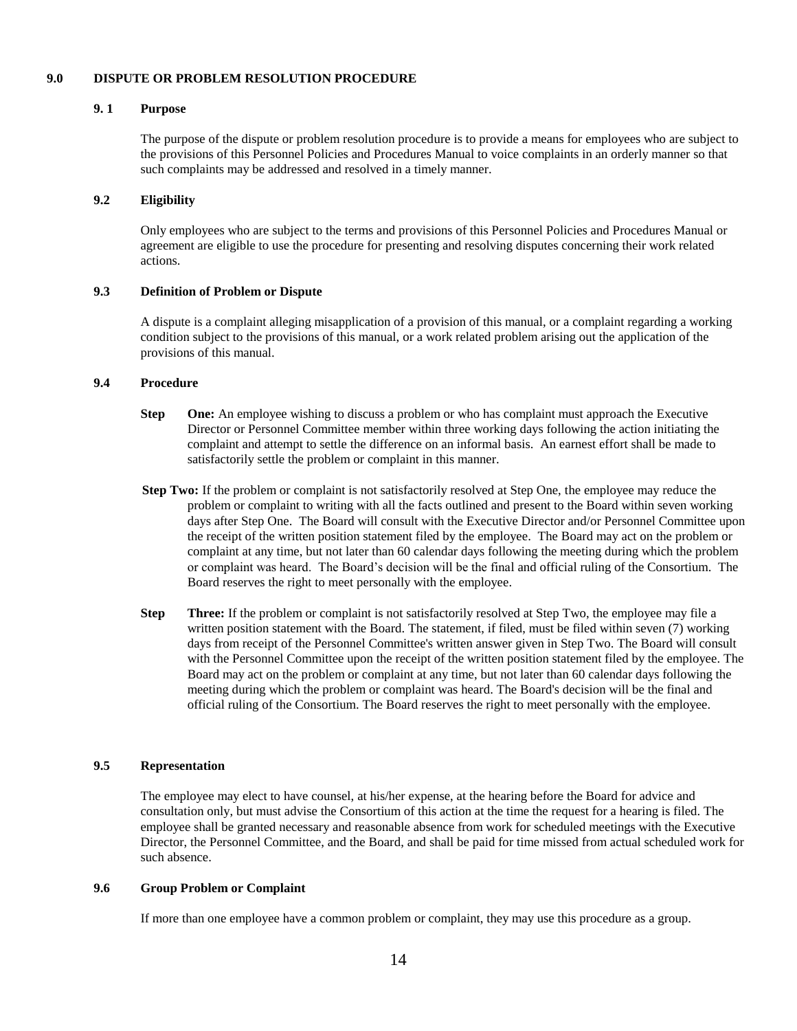## 9.0 DISPUTE OR PROBLEM RESOLUTION PROCEDURE

### 9. 1 Purpose

The purpose of the dispute or problem resolution procedure is to provide a means for employees who are subject to the provisions of this Personnel Policies and Procedures Manual to voice complaints in an orderly manner so that such complaints may be addressed and resolved in a timely manner.

### 9.2 Eligibility

Only employees who are subject to the terms and provisions of this Personnel Policies and Procedures Manual or agreement are eligible to use the procedure for presenting and resolving disputes concerning their work related actions.

### 9.3 Definition of Problem or Dispute

A dispute is a complaint alleging misapplication of a provision of this manual, or a complaint regarding a working condition subject to the provisions of this manual, or a work related problem arising out the application of the provisions of this manual.

### 9.4 Procedure

**Step One:** An employee wishing to discuss a problem or who has complaint must approach the Executive Director or Personnel Committee member within three working days following the action initiating the complaint and attempt to settle the difference on an informal basis. An earnest effort shall be made to satisfactorily settle the problem or complaint in this manner.

**Step Two:** If the problem or complaint is not satisfactorily resolved at Step One, the employee may reduce the problem or complaint to writing with all the facts outlined and present to the Board within seven working days after Step One. The Board will consult with the Executive Director and/or Personnel Committee upon the receipt of the written position statement filed by the employee. The Board may act on the problem or complaint at any time, but not later than 60 calendar days following the meeting during which the problem or complaint was heard. The Board's decision will be the final and official ruling of the Consortium. The Board reserves the right to meet personally with the employee.

**Step Three:** If the problem or complaint is not satisfactorily resolved at Step Two, the employee may file a written position statement with the Board. The statement, if filed, must be filed within seven (7) working days from receipt of the Personnel Committee's written answer given in Step Two. The Board will consult with the Personnel Committee upon the receipt of the written position statement filed by the employee. The Board may act on the problem or complaint at any time, but not later than 60 calendar days following the meeting during which the problem or complaint was heard. The Board's decision will be the final and official ruling of the Consortium. The Board reserves the right to meet personally with the employee.

### 9.5 Representation

The employee may elect to have counsel, at his/her expense, at the hearing before the Board for advice and consultation only, but must advise the Consortium of this action at the time the request for a hearing is filed. The employee shall be granted necessary and reasonable absence from work for scheduled meetings with the Executive Director, the Personnel Committee, and the Board, and shall be paid for time missed from actual scheduled work for such absence.

### 9.6 Group Problem or Complaint

If more than one employee have a common problem or complaint, they may use this procedure as a group.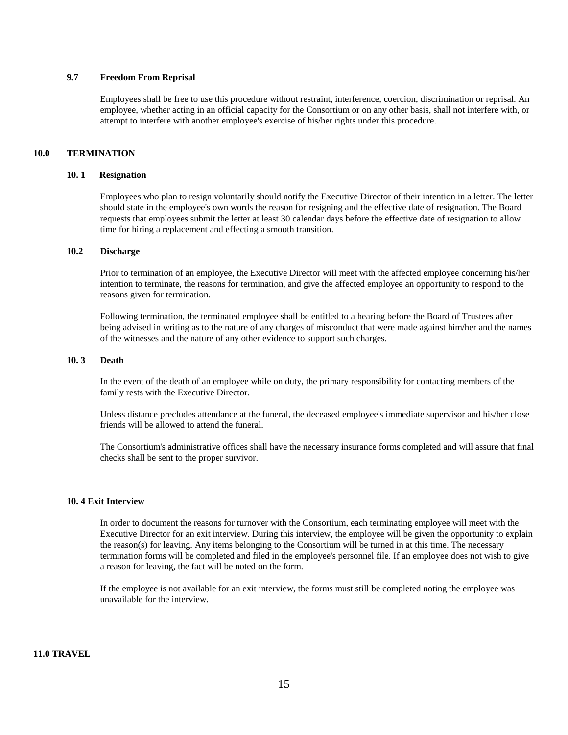### 9.7 Freedom From Reprisal

Employees shall be free to use this procedure without restraint, interference, coercion, discrimination or reprisal. An employee, whether acting in an official capacity for the Consortium or on any other basis, shall not interfere with, or attempt to interfere with another employee's exercise of his/her rights under this procedure.

## 10.0 TERMINATION

### 10. 1 Resignation

Employees who plan to resign voluntarily should notify the Executive Director of their intention in a letter. The letter should state in the employee's own words the reason for resigning and the effective date of resignation. The Board requests that employees submit the letter at least 30 calendar days before the effective date of resignation to allow time for hiring a replacement and effecting a smooth transition.

### 10.2 Discharge

Prior to termination of an employee, the Executive Director will meet with the affected employee concerning his/her intention to terminate, the reasons for termination, and give the affected employee an opportunity to respond to the reasons given for termination.

Following termination, the terminated employee shall be entitled to a hearing before the Board of Trustees after being advised in writing as to the nature of any charges of misconduct that were made against him/her and the names of the witnesses and the nature of any other evidence to support such charges.

### 10. 3 Death

In the event of the death of an employee while on duty, the primary responsibility for contacting members of the family rests with the Executive Director.

Unless distance precludes attendance at the funeral, the deceased employee's immediate supervisor and his/her close friends will be allowed to attend the funeral.

The Consortium's administrative offices shall have the necessary insurance forms completed and will assure that final checks shall be sent to the proper survivor.

### 10. 4 Exit Interview

In order to document the reasons for turnover with the Consortium, each terminating employee will meet with the Executive Director for an exit interview. During this interview, the employee will be given the opportunity to explain the reason(s) for leaving. Any items belonging to the Consortium will be turned in at this time. The necessary termination forms will be completed and filed in the employee's personnel file. If an employee does not wish to give a reason for leaving, the fact will be noted on the form.

If the employee is not available for an exit interview, the forms must still be completed noting the employee was unavailable for the interview.

## 11.0 TRAVEL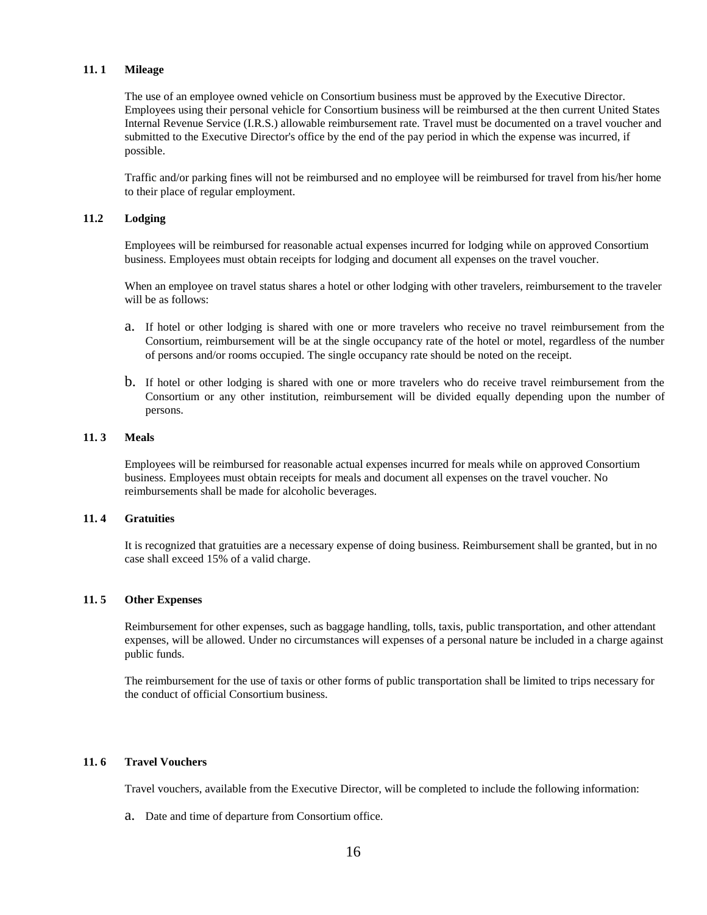### 11. 1 Mileage

The use of an employee owned vehicle on Consortium business must be approved by the Executive Director. Employees using their personal vehicle for Consortium business will be reimbursed at the then current United States Internal Revenue Service (I.R.S.) allowable reimbursement rate. Travel must be documented on a travel voucher and submitted to the Executive Director's office by the end of the pay period in which the expense was incurred, if possible.

Traffic and/or parking fines will not be reimbursed and no employee will be reimbursed for travel from his/her home to their place of regular employment.

### 11.2 Lodging

Employees will be reimbursed for reasonable actual expenses incurred for lodging while on approved Consortium business. Employees must obtain receipts for lodging and document all expenses on the travel voucher.

When an employee on travel status shares a hotel or other lodging with other travelers, reimbursement to the traveler will be as follows:

a. If hotel or other lodging is shared with one or more travelers who receive no travel reimbursement from the Consortium, reimbursement will be at the single occupancy rate of the hotel or motel, regardless of the number of persons and/or rooms occupied. The single occupancy rate should be noted on the receipt.

b. If hotel or other lodging is shared with one or more travelers who do receive travel reimbursement from the Consortium or any other institution, reimbursement will be divided equally depending upon the number of persons.

### 11. 3 Meals

Employees will be reimbursed for reasonable actual expenses incurred for meals while on approved Consortium business. Employees must obtain receipts for meals and document all expenses on the travel voucher. No reimbursements shall be made for alcoholic beverages.

### 11. 4 Gratuities

It is recognized that gratuities are a necessary expense of doing business. Reimbursement shall be granted, but in no case shall exceed 15% of a valid charge.

### 11. 5 Other Expenses

Reimbursement for other expenses, such as baggage handling, tolls, taxis, public transportation, and other attendant expenses, will be allowed. Under no circumstances will expenses of a personal nature be included in a charge against public funds.

The reimbursement for the use of taxis or other forms of public transportation shall be limited to trips necessary for the conduct of official Consortium business.

### 11. 6 Travel Vouchers

Travel vouchers, available from the Executive Director, will be completed to include the following information:

a. Date and time of departure from Consortium office.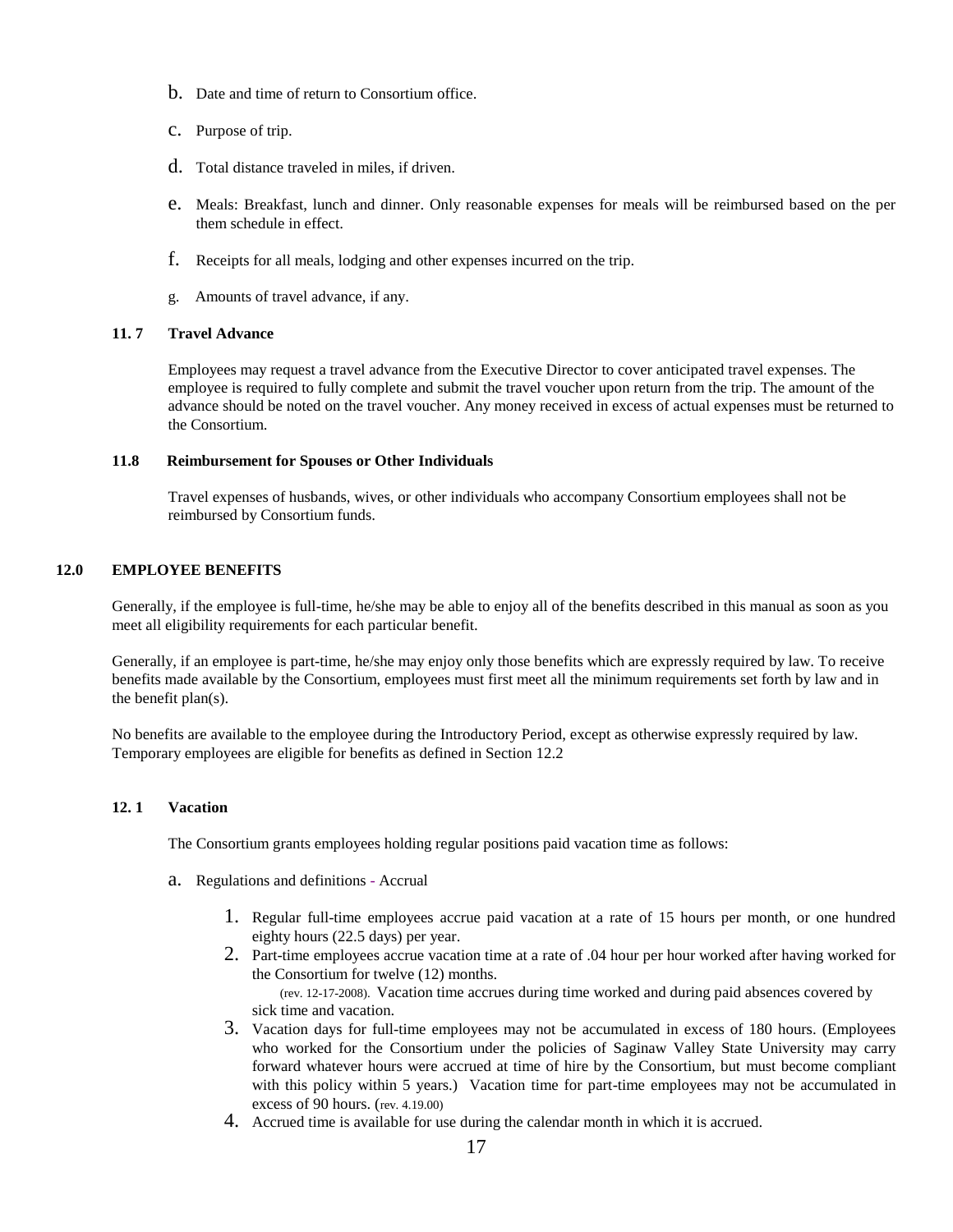b. Date and time of return to Consortium office.

c. Purpose of trip.

d. Total distance traveled in miles, if driven.

e. Meals: Breakfast, lunch and dinner. Only reasonable expenses for meals will be reimbursed based on the per them schedule in effect.

f. Receipts for all meals, lodging and other expenses incurred on the trip.

g. Amounts of travel advance, if any.

### 11. 7 Travel Advance

Employees may request a travel advance from the Executive Director to cover anticipated travel expenses. The employee is required to fully complete and submit the travel voucher upon return from the trip. The amount of the advance should be noted on the travel voucher. Any money received in excess of actual expenses must be returned to the Consortium.

### 11.8 Reimbursement for Spouses or Other Individuals

Travel expenses of husbands, wives, or other individuals who accompany Consortium employees shall not be reimbursed by Consortium funds.

## 12.0 EMPLOYEE BENEFITS

Generally, if the employee is full-time, he/she may be able to enjoy all of the benefits described in this manual as soon as you meet all eligibility requirements for each particular benefit.

Generally, if an employee is part-time, he/she may enjoy only those benefits which are expressly required by law. To receive benefits made available by the Consortium, employees must first meet all the minimum requirements set forth by law and in the benefit plan(s).

No benefits are available to the employee during the Introductory Period, except as otherwise expressly required by law. Temporary employees are eligible for benefits as defined in Section 12.2

### 12. 1 Vacation

The Consortium grants employees holding regular positions paid vacation time as follows:

a. Regulations and definitions - Accrual

1. Regular full-time employees accrue paid vacation at a rate of 15 hours per month, or one hundred eighty hours (22.5 days) per year.
2. Part-time employees accrue vacation time at a rate of .04 hour per hour worked after having worked for the Consortium for twelve (12) months.
   (rev. 12-17-2008). Vacation time accrues during time worked and during paid absences covered by sick time and vacation.
3. Vacation days for full-time employees may not be accumulated in excess of 180 hours. (Employees who worked for the Consortium under the policies of Saginaw Valley State University may carry forward whatever hours were accrued at time of hire by the Consortium, but must become compliant with this policy within 5 years.) Vacation time for part-time employees may not be accumulated in excess of 90 hours. (rev. 4.19.00)
4. Accrued time is available for use during the calendar month in which it is accrued.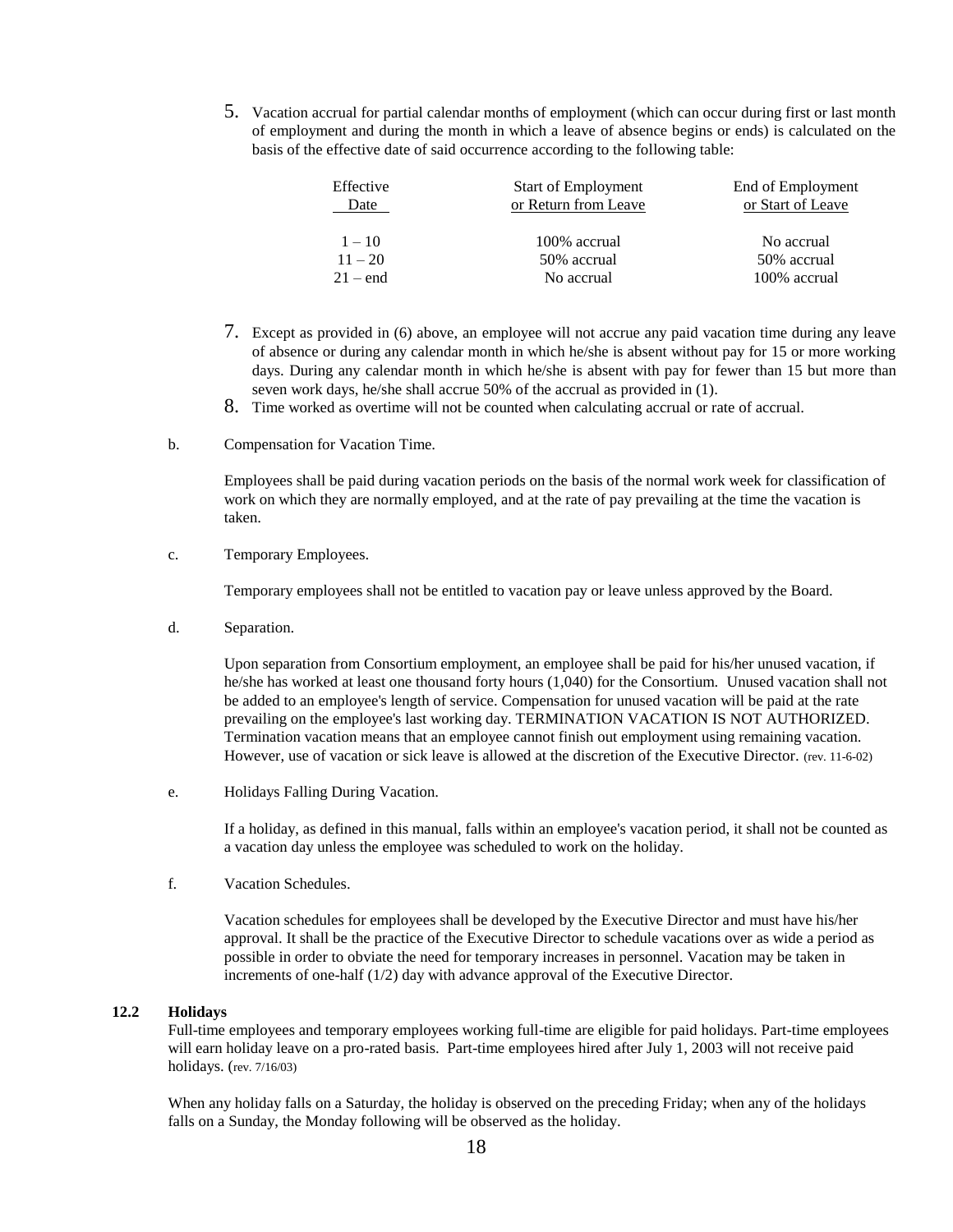5. Vacation accrual for partial calendar months of employment (which can occur during first or last month of employment and during the month in which a leave of absence begins or ends) is calculated on the basis of the effective date of said occurrence according to the following table:

| Effective Date | Start of Employment or Return from Leave | End of Employment or Start of Leave |
|---|---|---|
| 1 – 10 | 100% accrual | No accrual |
| 11 – 20 | 50% accrual | 50% accrual |
| 21 – end | No accrual | 100% accrual |

7. Except as provided in (6) above, an employee will not accrue any paid vacation time during any leave of absence or during any calendar month in which he/she is absent without pay for 15 or more working days. During any calendar month in which he/she is absent with pay for fewer than 15 but more than seven work days, he/she shall accrue 50% of the accrual as provided in (1).
8. Time worked as overtime will not be counted when calculating accrual or rate of accrual.

b. Compensation for Vacation Time.

Employees shall be paid during vacation periods on the basis of the normal work week for classification of work on which they are normally employed, and at the rate of pay prevailing at the time the vacation is taken.

c. Temporary Employees.

Temporary employees shall not be entitled to vacation pay or leave unless approved by the Board.

d. Separation.

Upon separation from Consortium employment, an employee shall be paid for his/her unused vacation, if he/she has worked at least one thousand forty hours (1,040) for the Consortium. Unused vacation shall not be added to an employee's length of service. Compensation for unused vacation will be paid at the rate prevailing on the employee's last working day. TERMINATION VACATION IS NOT AUTHORIZED. Termination vacation means that an employee cannot finish out employment using remaining vacation. However, use of vacation or sick leave is allowed at the discretion of the Executive Director. (rev. 11-6-02)

e. Holidays Falling During Vacation.

If a holiday, as defined in this manual, falls within an employee's vacation period, it shall not be counted as a vacation day unless the employee was scheduled to work on the holiday.

f. Vacation Schedules.

Vacation schedules for employees shall be developed by the Executive Director and must have his/her approval. It shall be the practice of the Executive Director to schedule vacations over as wide a period as possible in order to obviate the need for temporary increases in personnel. Vacation may be taken in increments of one-half (1/2) day with advance approval of the Executive Director.

**12.2 Holidays**

Full-time employees and temporary employees working full-time are eligible for paid holidays. Part-time employees will earn holiday leave on a pro-rated basis. Part-time employees hired after July 1, 2003 will not receive paid holidays. (rev. 7/16/03)

When any holiday falls on a Saturday, the holiday is observed on the preceding Friday; when any of the holidays falls on a Sunday, the Monday following will be observed as the holiday.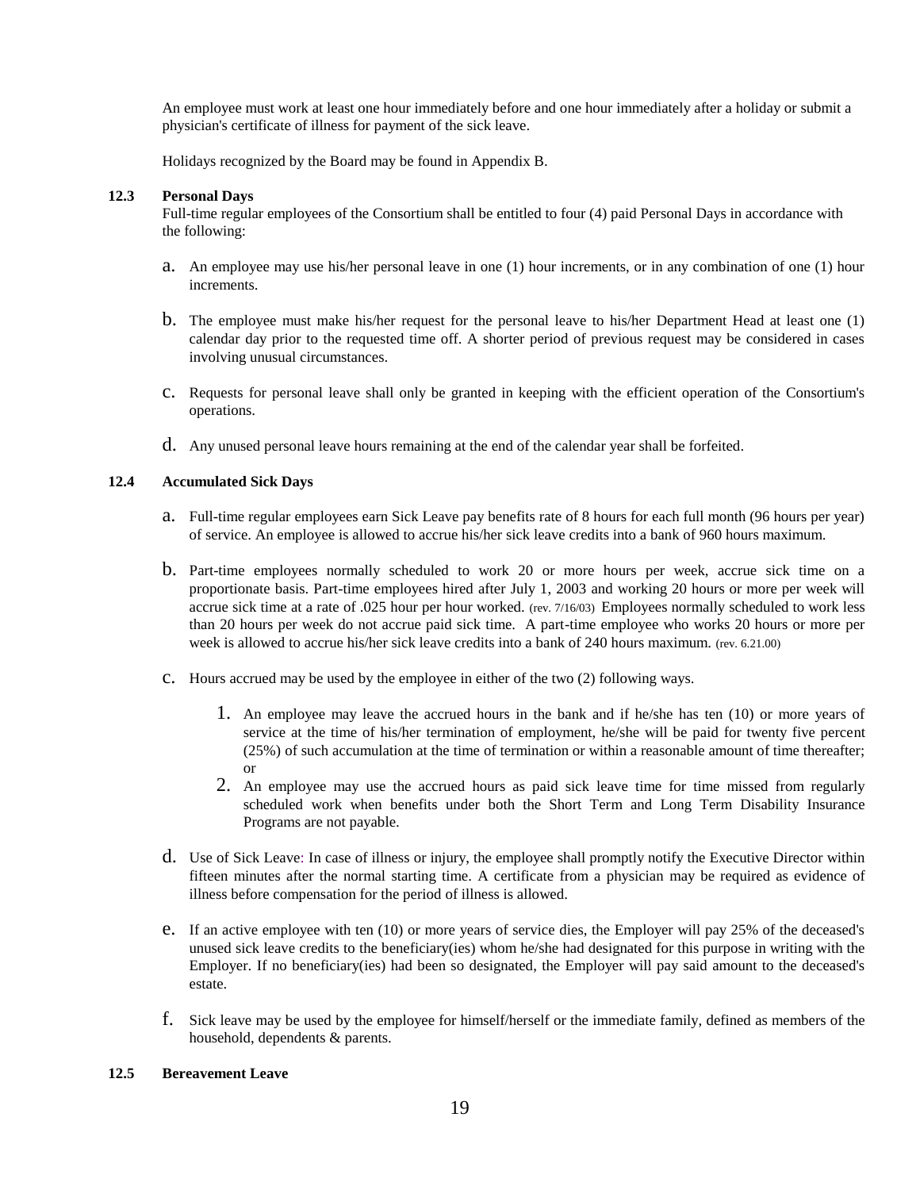An employee must work at least one hour immediately before and one hour immediately after a holiday or submit a physician's certificate of illness for payment of the sick leave.

Holidays recognized by the Board may be found in Appendix B.

**12.3 Personal Days**

Full-time regular employees of the Consortium shall be entitled to four (4) paid Personal Days in accordance with the following:

a. An employee may use his/her personal leave in one (1) hour increments, or in any combination of one (1) hour increments.

b. The employee must make his/her request for the personal leave to his/her Department Head at least one (1) calendar day prior to the requested time off. A shorter period of previous request may be considered in cases involving unusual circumstances.

c. Requests for personal leave shall only be granted in keeping with the efficient operation of the Consortium's operations.

d. Any unused personal leave hours remaining at the end of the calendar year shall be forfeited.

**12.4 Accumulated Sick Days**

a. Full-time regular employees earn Sick Leave pay benefits rate of 8 hours for each full month (96 hours per year) of service. An employee is allowed to accrue his/her sick leave credits into a bank of 960 hours maximum.

b. Part-time employees normally scheduled to work 20 or more hours per week, accrue sick time on a proportionate basis. Part-time employees hired after July 1, 2003 and working 20 hours or more per week will accrue sick time at a rate of .025 hour per hour worked. (rev. 7/16/03) Employees normally scheduled to work less than 20 hours per week do not accrue paid sick time. A part-time employee who works 20 hours or more per week is allowed to accrue his/her sick leave credits into a bank of 240 hours maximum. (rev. 6.21.00)

c. Hours accrued may be used by the employee in either of the two (2) following ways.

   1. An employee may leave the accrued hours in the bank and if he/she has ten (10) or more years of service at the time of his/her termination of employment, he/she will be paid for twenty five percent (25%) of such accumulation at the time of termination or within a reasonable amount of time thereafter; or
   2. An employee may use the accrued hours as paid sick leave time for time missed from regularly scheduled work when benefits under both the Short Term and Long Term Disability Insurance Programs are not payable.

d. Use of Sick Leave: In case of illness or injury, the employee shall promptly notify the Executive Director within fifteen minutes after the normal starting time. A certificate from a physician may be required as evidence of illness before compensation for the period of illness is allowed.

e. If an active employee with ten (10) or more years of service dies, the Employer will pay 25% of the deceased's unused sick leave credits to the beneficiary(ies) whom he/she had designated for this purpose in writing with the Employer. If no beneficiary(ies) had been so designated, the Employer will pay said amount to the deceased's estate.

f. Sick leave may be used by the employee for himself/herself or the immediate family, defined as members of the household, dependents & parents.

**12.5 Bereavement Leave**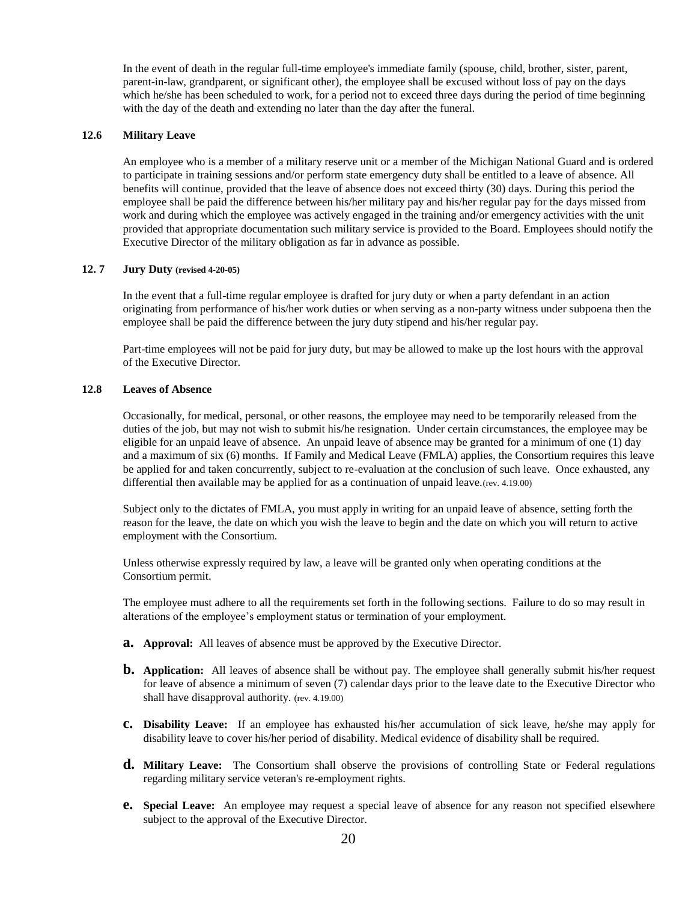In the event of death in the regular full-time employee's immediate family (spouse, child, brother, sister, parent, parent-in-law, grandparent, or significant other), the employee shall be excused without loss of pay on the days which he/she has been scheduled to work, for a period not to exceed three days during the period of time beginning with the day of the death and extending no later than the day after the funeral.

### 12.6 Military Leave

An employee who is a member of a military reserve unit or a member of the Michigan National Guard and is ordered to participate in training sessions and/or perform state emergency duty shall be entitled to a leave of absence. All benefits will continue, provided that the leave of absence does not exceed thirty (30) days. During this period the employee shall be paid the difference between his/her military pay and his/her regular pay for the days missed from work and during which the employee was actively engaged in the training and/or emergency activities with the unit provided that appropriate documentation such military service is provided to the Board. Employees should notify the Executive Director of the military obligation as far in advance as possible.

### 12. 7 Jury Duty (revised 4-20-05)

In the event that a full-time regular employee is drafted for jury duty or when a party defendant in an action originating from performance of his/her work duties or when serving as a non-party witness under subpoena then the employee shall be paid the difference between the jury duty stipend and his/her regular pay.

Part-time employees will not be paid for jury duty, but may be allowed to make up the lost hours with the approval of the Executive Director.

### 12.8 Leaves of Absence

Occasionally, for medical, personal, or other reasons, the employee may need to be temporarily released from the duties of the job, but may not wish to submit his/he resignation. Under certain circumstances, the employee may be eligible for an unpaid leave of absence. An unpaid leave of absence may be granted for a minimum of one (1) day and a maximum of six (6) months. If Family and Medical Leave (FMLA) applies, the Consortium requires this leave be applied for and taken concurrently, subject to re-evaluation at the conclusion of such leave. Once exhausted, any differential then available may be applied for as a continuation of unpaid leave.(rev. 4.19.00)

Subject only to the dictates of FMLA, you must apply in writing for an unpaid leave of absence, setting forth the reason for the leave, the date on which you wish the leave to begin and the date on which you will return to active employment with the Consortium.

Unless otherwise expressly required by law, a leave will be granted only when operating conditions at the Consortium permit.

The employee must adhere to all the requirements set forth in the following sections. Failure to do so may result in alterations of the employee's employment status or termination of your employment.

**a.** **Approval:** All leaves of absence must be approved by the Executive Director.

**b.** **Application:** All leaves of absence shall be without pay. The employee shall generally submit his/her request for leave of absence a minimum of seven (7) calendar days prior to the leave date to the Executive Director who shall have disapproval authority. (rev. 4.19.00)

**c.** **Disability Leave:** If an employee has exhausted his/her accumulation of sick leave, he/she may apply for disability leave to cover his/her period of disability. Medical evidence of disability shall be required.

**d.** **Military Leave:** The Consortium shall observe the provisions of controlling State or Federal regulations regarding military service veteran's re-employment rights.

**e.** **Special Leave:** An employee may request a special leave of absence for any reason not specified elsewhere subject to the approval of the Executive Director.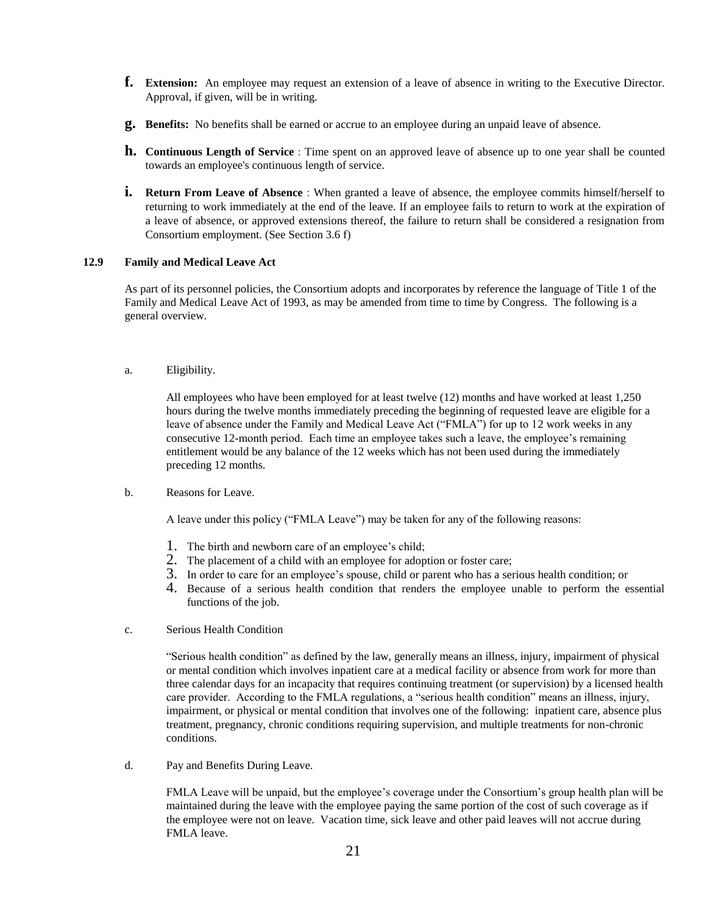**f. Extension:** An employee may request an extension of a leave of absence in writing to the Executive Director. Approval, if given, will be in writing.

**g. Benefits:** No benefits shall be earned or accrue to an employee during an unpaid leave of absence.

**h. Continuous Length of Service** : Time spent on an approved leave of absence up to one year shall be counted towards an employee's continuous length of service.

**i. Return From Leave of Absence** : When granted a leave of absence, the employee commits himself/herself to returning to work immediately at the end of the leave. If an employee fails to return to work at the expiration of a leave of absence, or approved extensions thereof, the failure to return shall be considered a resignation from Consortium employment. (See Section 3.6 f)

### 12.9 Family and Medical Leave Act

As part of its personnel policies, the Consortium adopts and incorporates by reference the language of Title 1 of the Family and Medical Leave Act of 1993, as may be amended from time to time by Congress. The following is a general overview.

a. Eligibility.

All employees who have been employed for at least twelve (12) months and have worked at least 1,250 hours during the twelve months immediately preceding the beginning of requested leave are eligible for a leave of absence under the Family and Medical Leave Act ("FMLA") for up to 12 work weeks in any consecutive 12-month period. Each time an employee takes such a leave, the employee's remaining entitlement would be any balance of the 12 weeks which has not been used during the immediately preceding 12 months.

b. Reasons for Leave.

A leave under this policy ("FMLA Leave") may be taken for any of the following reasons:

1. The birth and newborn care of an employee's child;
2. The placement of a child with an employee for adoption or foster care;
3. In order to care for an employee's spouse, child or parent who has a serious health condition; or
4. Because of a serious health condition that renders the employee unable to perform the essential functions of the job.

c. Serious Health Condition

"Serious health condition" as defined by the law, generally means an illness, injury, impairment of physical or mental condition which involves inpatient care at a medical facility or absence from work for more than three calendar days for an incapacity that requires continuing treatment (or supervision) by a licensed health care provider. According to the FMLA regulations, a "serious health condition" means an illness, injury, impairment, or physical or mental condition that involves one of the following: inpatient care, absence plus treatment, pregnancy, chronic conditions requiring supervision, and multiple treatments for non-chronic conditions.

d. Pay and Benefits During Leave.

FMLA Leave will be unpaid, but the employee's coverage under the Consortium's group health plan will be maintained during the leave with the employee paying the same portion of the cost of such coverage as if the employee were not on leave. Vacation time, sick leave and other paid leaves will not accrue during FMLA leave.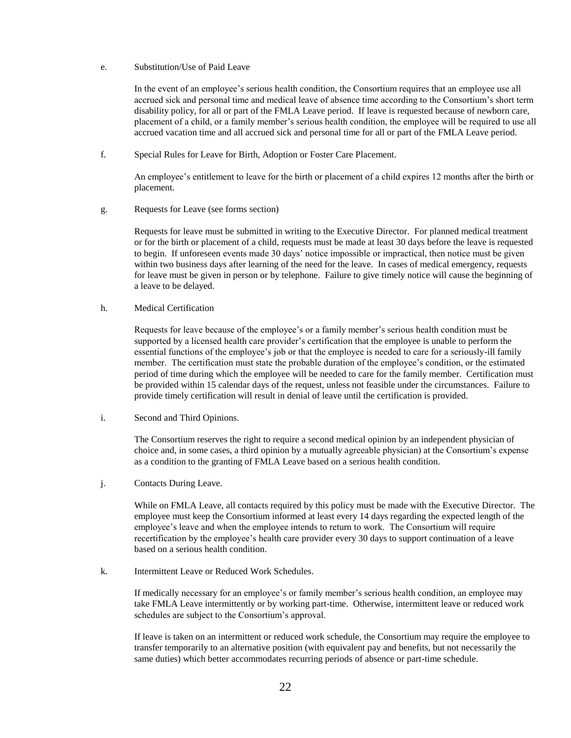e. Substitution/Use of Paid Leave

In the event of an employee's serious health condition, the Consortium requires that an employee use all accrued sick and personal time and medical leave of absence time according to the Consortium's short term disability policy, for all or part of the FMLA Leave period. If leave is requested because of newborn care, placement of a child, or a family member's serious health condition, the employee will be required to use all accrued vacation time and all accrued sick and personal time for all or part of the FMLA Leave period.

f. Special Rules for Leave for Birth, Adoption or Foster Care Placement.

An employee's entitlement to leave for the birth or placement of a child expires 12 months after the birth or placement.

g. Requests for Leave (see forms section)

Requests for leave must be submitted in writing to the Executive Director. For planned medical treatment or for the birth or placement of a child, requests must be made at least 30 days before the leave is requested to begin. If unforeseen events made 30 days' notice impossible or impractical, then notice must be given within two business days after learning of the need for the leave. In cases of medical emergency, requests for leave must be given in person or by telephone. Failure to give timely notice will cause the beginning of a leave to be delayed.

h. Medical Certification

Requests for leave because of the employee's or a family member's serious health condition must be supported by a licensed health care provider's certification that the employee is unable to perform the essential functions of the employee's job or that the employee is needed to care for a seriously-ill family member. The certification must state the probable duration of the employee's condition, or the estimated period of time during which the employee will be needed to care for the family member. Certification must be provided within 15 calendar days of the request, unless not feasible under the circumstances. Failure to provide timely certification will result in denial of leave until the certification is provided.

i. Second and Third Opinions.

The Consortium reserves the right to require a second medical opinion by an independent physician of choice and, in some cases, a third opinion by a mutually agreeable physician) at the Consortium's expense as a condition to the granting of FMLA Leave based on a serious health condition.

j. Contacts During Leave.

While on FMLA Leave, all contacts required by this policy must be made with the Executive Director. The employee must keep the Consortium informed at least every 14 days regarding the expected length of the employee's leave and when the employee intends to return to work. The Consortium will require recertification by the employee's health care provider every 30 days to support continuation of a leave based on a serious health condition.

k. Intermittent Leave or Reduced Work Schedules.

If medically necessary for an employee's or family member's serious health condition, an employee may take FMLA Leave intermittently or by working part-time. Otherwise, intermittent leave or reduced work schedules are subject to the Consortium's approval.

If leave is taken on an intermittent or reduced work schedule, the Consortium may require the employee to transfer temporarily to an alternative position (with equivalent pay and benefits, but not necessarily the same duties) which better accommodates recurring periods of absence or part-time schedule.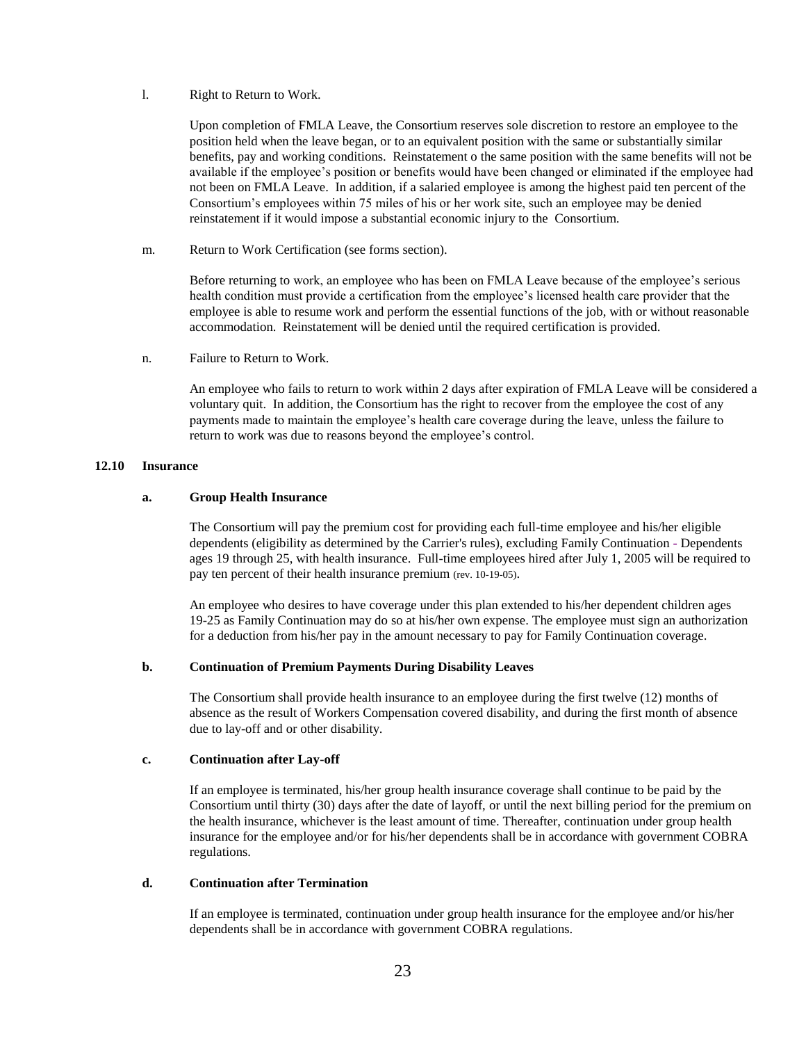l. Right to Return to Work.

Upon completion of FMLA Leave, the Consortium reserves sole discretion to restore an employee to the position held when the leave began, or to an equivalent position with the same or substantially similar benefits, pay and working conditions. Reinstatement o the same position with the same benefits will not be available if the employee's position or benefits would have been changed or eliminated if the employee had not been on FMLA Leave. In addition, if a salaried employee is among the highest paid ten percent of the Consortium's employees within 75 miles of his or her work site, such an employee may be denied reinstatement if it would impose a substantial economic injury to the Consortium.

m. Return to Work Certification (see forms section).

Before returning to work, an employee who has been on FMLA Leave because of the employee's serious health condition must provide a certification from the employee's licensed health care provider that the employee is able to resume work and perform the essential functions of the job, with or without reasonable accommodation. Reinstatement will be denied until the required certification is provided.

n. Failure to Return to Work.

An employee who fails to return to work within 2 days after expiration of FMLA Leave will be considered a voluntary quit. In addition, the Consortium has the right to recover from the employee the cost of any payments made to maintain the employee's health care coverage during the leave, unless the failure to return to work was due to reasons beyond the employee's control.

### 12.10 Insurance

**a. Group Health Insurance**

The Consortium will pay the premium cost for providing each full-time employee and his/her eligible dependents (eligibility as determined by the Carrier's rules), excluding Family Continuation - Dependents ages 19 through 25, with health insurance. Full-time employees hired after July 1, 2005 will be required to pay ten percent of their health insurance premium (rev. 10-19-05).

An employee who desires to have coverage under this plan extended to his/her dependent children ages 19-25 as Family Continuation may do so at his/her own expense. The employee must sign an authorization for a deduction from his/her pay in the amount necessary to pay for Family Continuation coverage.

**b. Continuation of Premium Payments During Disability Leaves**

The Consortium shall provide health insurance to an employee during the first twelve (12) months of absence as the result of Workers Compensation covered disability, and during the first month of absence due to lay-off and or other disability.

**c. Continuation after Lay-off**

If an employee is terminated, his/her group health insurance coverage shall continue to be paid by the Consortium until thirty (30) days after the date of layoff, or until the next billing period for the premium on the health insurance, whichever is the least amount of time. Thereafter, continuation under group health insurance for the employee and/or for his/her dependents shall be in accordance with government COBRA regulations.

**d. Continuation after Termination**

If an employee is terminated, continuation under group health insurance for the employee and/or his/her dependents shall be in accordance with government COBRA regulations.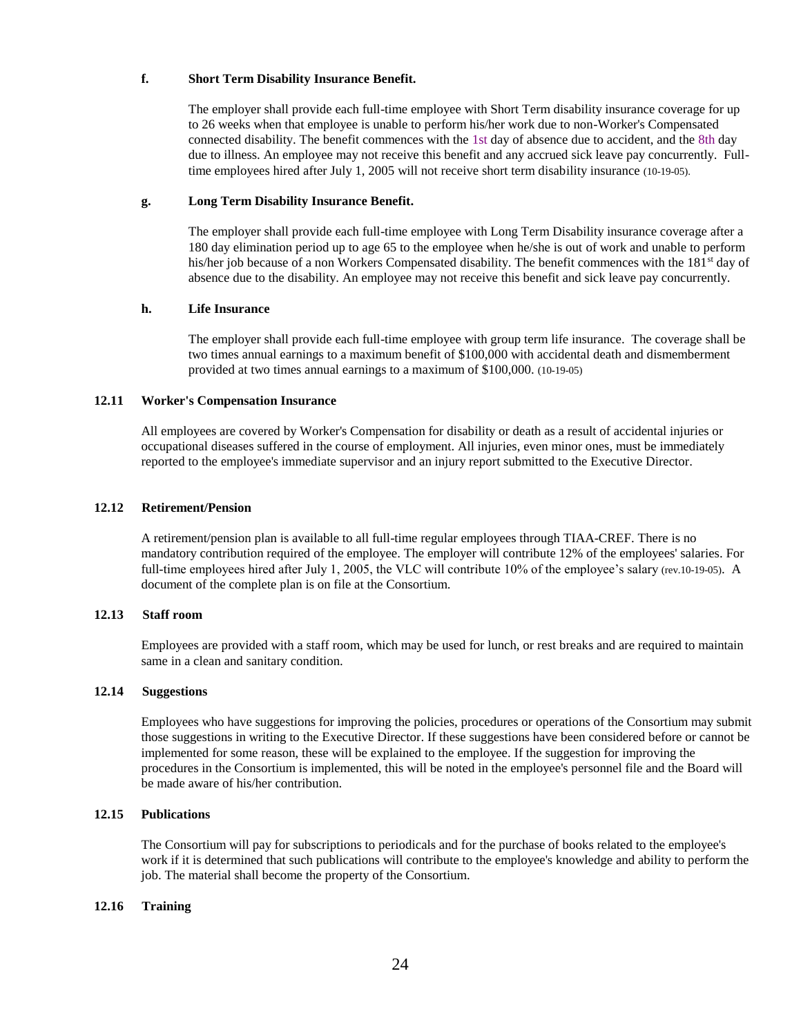**f. Short Term Disability Insurance Benefit.**

The employer shall provide each full-time employee with Short Term disability insurance coverage for up to 26 weeks when that employee is unable to perform his/her work due to non-Worker's Compensated connected disability. The benefit commences with the 1st day of absence due to accident, and the 8th day due to illness. An employee may not receive this benefit and any accrued sick leave pay concurrently. Full-time employees hired after July 1, 2005 will not receive short term disability insurance (10-19-05).

**g. Long Term Disability Insurance Benefit.**

The employer shall provide each full-time employee with Long Term Disability insurance coverage after a 180 day elimination period up to age 65 to the employee when he/she is out of work and unable to perform his/her job because of a non Workers Compensated disability. The benefit commences with the 181st day of absence due to the disability. An employee may not receive this benefit and sick leave pay concurrently.

**h. Life Insurance**

The employer shall provide each full-time employee with group term life insurance. The coverage shall be two times annual earnings to a maximum benefit of $100,000 with accidental death and dismemberment provided at two times annual earnings to a maximum of $100,000. (10-19-05)

**12.11 Worker's Compensation Insurance**

All employees are covered by Worker's Compensation for disability or death as a result of accidental injuries or occupational diseases suffered in the course of employment. All injuries, even minor ones, must be immediately reported to the employee's immediate supervisor and an injury report submitted to the Executive Director.

**12.12 Retirement/Pension**

A retirement/pension plan is available to all full-time regular employees through TIAA-CREF. There is no mandatory contribution required of the employee. The employer will contribute 12% of the employees' salaries. For full-time employees hired after July 1, 2005, the VLC will contribute 10% of the employee's salary (rev.10-19-05). A document of the complete plan is on file at the Consortium.

**12.13 Staff room**

Employees are provided with a staff room, which may be used for lunch, or rest breaks and are required to maintain same in a clean and sanitary condition.

**12.14 Suggestions**

Employees who have suggestions for improving the policies, procedures or operations of the Consortium may submit those suggestions in writing to the Executive Director. If these suggestions have been considered before or cannot be implemented for some reason, these will be explained to the employee. If the suggestion for improving the procedures in the Consortium is implemented, this will be noted in the employee's personnel file and the Board will be made aware of his/her contribution.

**12.15 Publications**

The Consortium will pay for subscriptions to periodicals and for the purchase of books related to the employee's work if it is determined that such publications will contribute to the employee's knowledge and ability to perform the job. The material shall become the property of the Consortium.

**12.16 Training**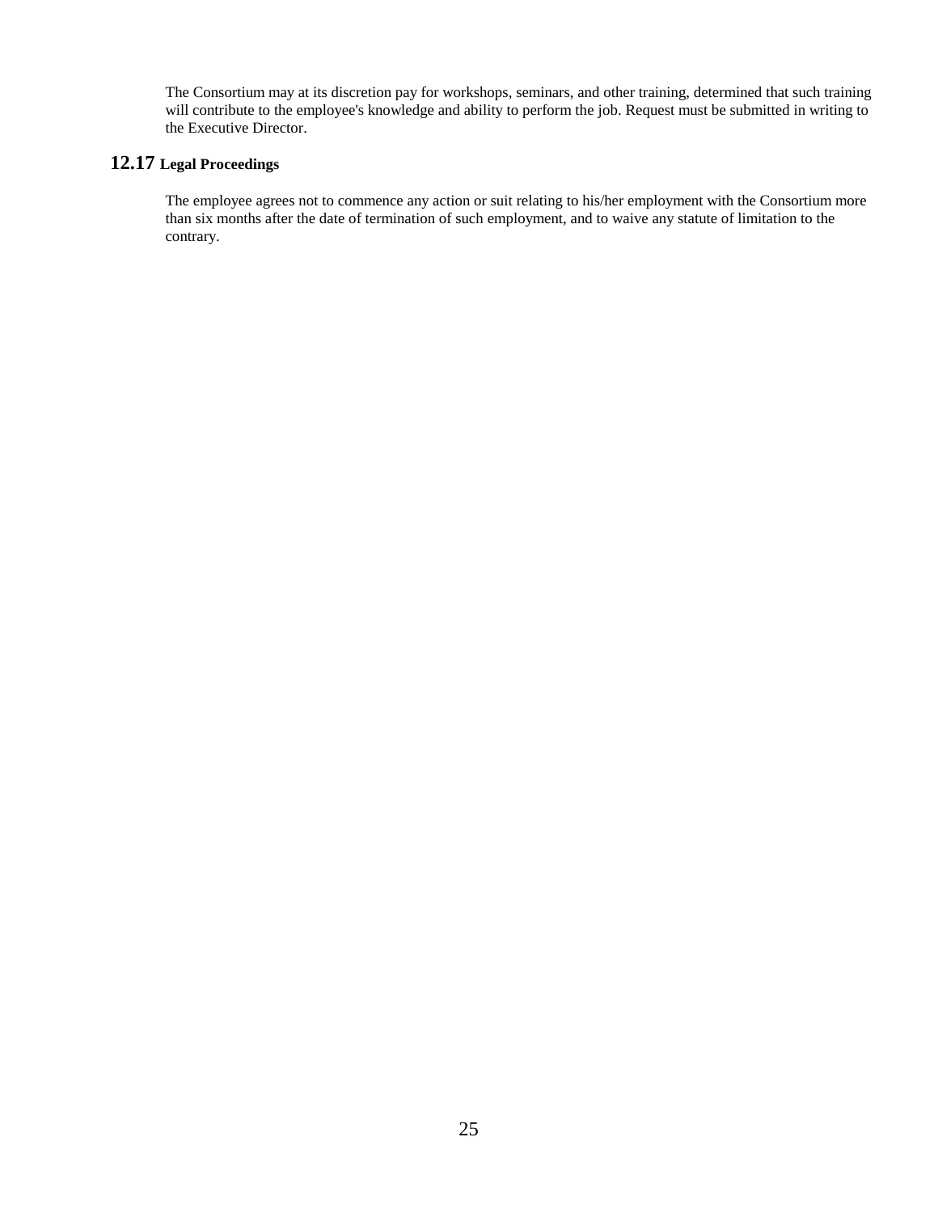The Consortium may at its discretion pay for workshops, seminars, and other training, determined that such training will contribute to the employee's knowledge and ability to perform the job. Request must be submitted in writing to the Executive Director.

## 12.17 Legal Proceedings

The employee agrees not to commence any action or suit relating to his/her employment with the Consortium more than six months after the date of termination of such employment, and to waive any statute of limitation to the contrary.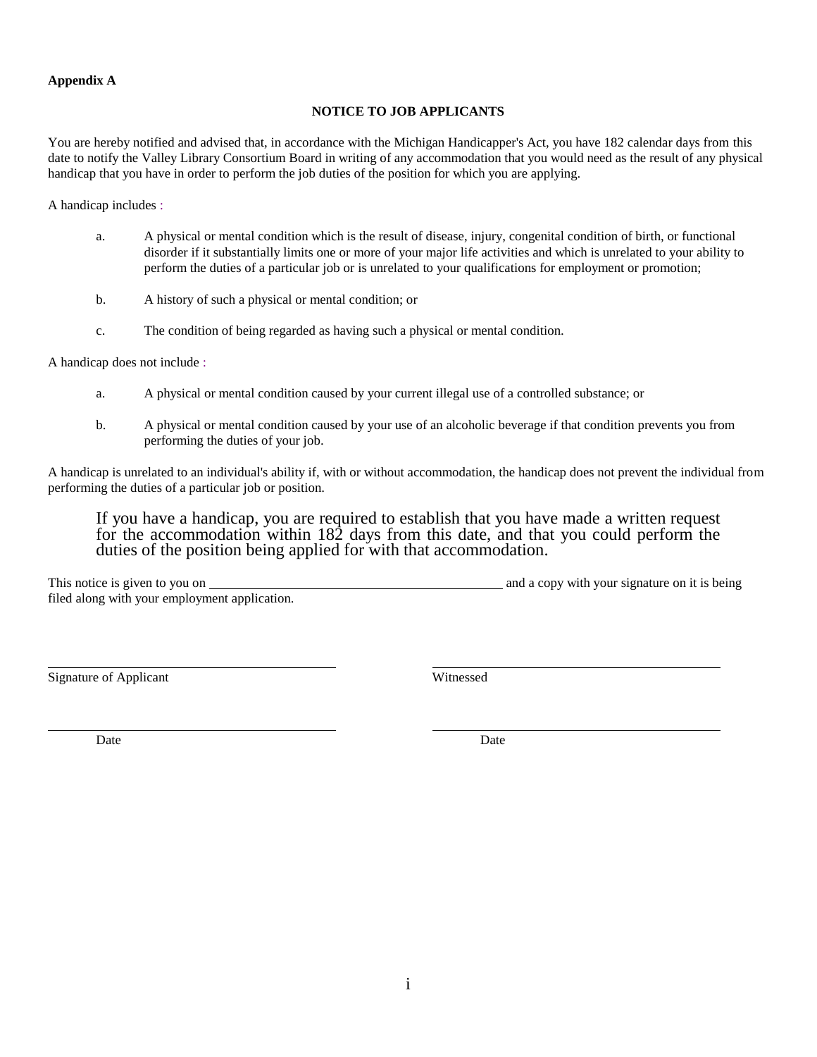**Appendix A**

## NOTICE TO JOB APPLICANTS

You are hereby notified and advised that, in accordance with the Michigan Handicapper's Act, you have 182 calendar days from this date to notify the Valley Library Consortium Board in writing of any accommodation that you would need as the result of any physical handicap that you have in order to perform the job duties of the position for which you are applying.

A handicap includes :

a. A physical or mental condition which is the result of disease, injury, congenital condition of birth, or functional disorder if it substantially limits one or more of your major life activities and which is unrelated to your ability to perform the duties of a particular job or is unrelated to your qualifications for employment or promotion;

b. A history of such a physical or mental condition; or

c. The condition of being regarded as having such a physical or mental condition.

A handicap does not include :

a. A physical or mental condition caused by your current illegal use of a controlled substance; or

b. A physical or mental condition caused by your use of an alcoholic beverage if that condition prevents you from performing the duties of your job.

A handicap is unrelated to an individual's ability if, with or without accommodation, the handicap does not prevent the individual from performing the duties of a particular job or position.

If you have a handicap, you are required to establish that you have made a written request for the accommodation within 182 days from this date, and that you could perform the duties of the position being applied for with that accommodation.

This notice is given to you on ____________________________________________ and a copy with your signature on it is being filed along with your employment application.

______________________________________ Signature of Applicant

______________________________________ Witnessed

______________________________________ Date

______________________________________ Date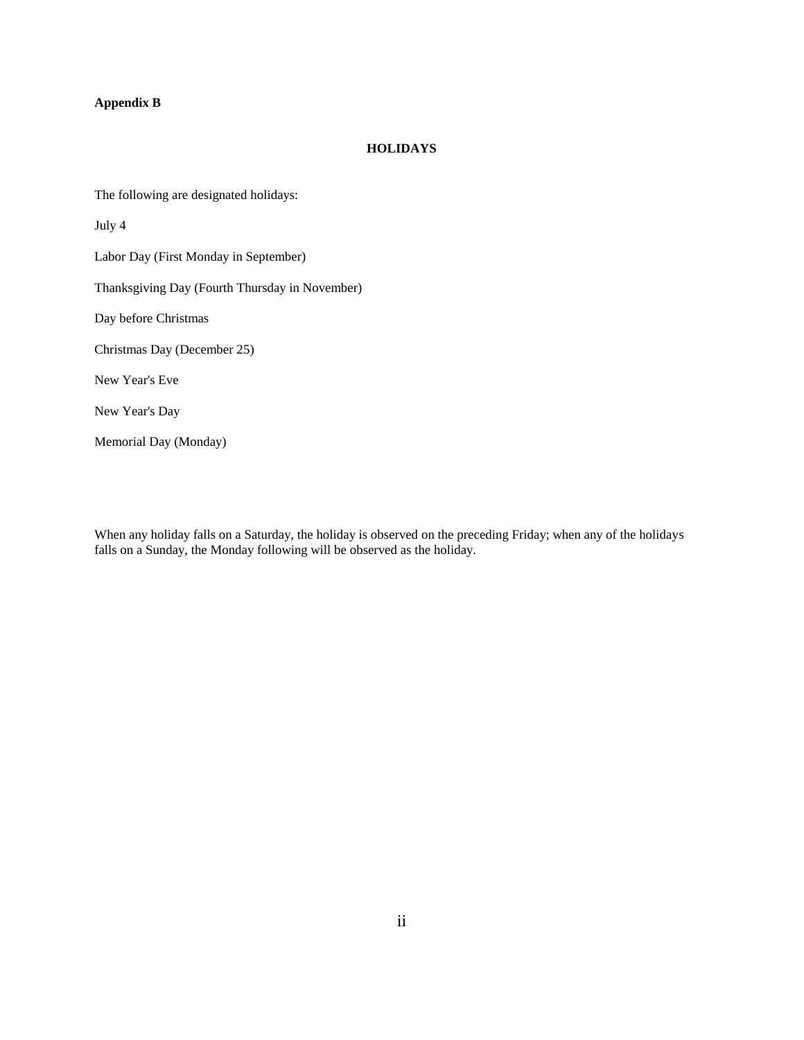**Appendix B**

## HOLIDAYS

The following are designated holidays:

July 4

Labor Day (First Monday in September)

Thanksgiving Day (Fourth Thursday in November)

Day before Christmas

Christmas Day (December 25)

New Year's Eve

New Year's Day

Memorial Day (Monday)

When any holiday falls on a Saturday, the holiday is observed on the preceding Friday; when any of the holidays falls on a Sunday, the Monday following will be observed as the holiday.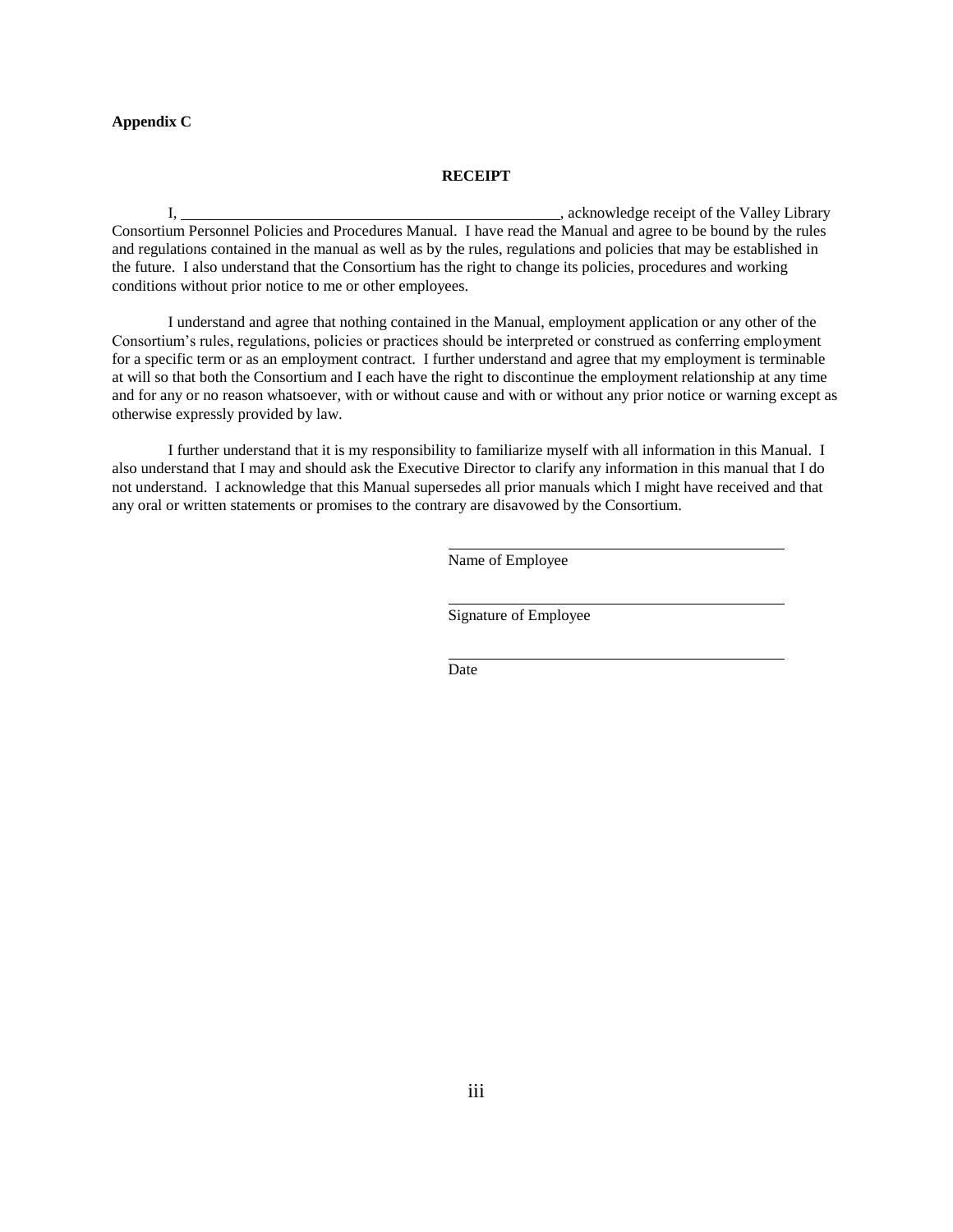**Appendix C**

## RECEIPT

I, \_\_\_\_\_\_\_\_\_\_\_\_\_\_\_\_\_\_\_\_\_\_\_\_\_\_\_\_\_\_\_\_\_\_\_\_\_\_\_\_\_\_\_\_\_\_\_\_, acknowledge receipt of the Valley Library Consortium Personnel Policies and Procedures Manual. I have read the Manual and agree to be bound by the rules and regulations contained in the manual as well as by the rules, regulations and policies that may be established in the future. I also understand that the Consortium has the right to change its policies, procedures and working conditions without prior notice to me or other employees.

I understand and agree that nothing contained in the Manual, employment application or any other of the Consortium's rules, regulations, policies or practices should be interpreted or construed as conferring employment for a specific term or as an employment contract. I further understand and agree that my employment is terminable at will so that both the Consortium and I each have the right to discontinue the employment relationship at any time and for any or no reason whatsoever, with or without cause and with or without any prior notice or warning except as otherwise expressly provided by law.

I further understand that it is my responsibility to familiarize myself with all information in this Manual. I also understand that I may and should ask the Executive Director to clarify any information in this manual that I do not understand. I acknowledge that this Manual supersedes all prior manuals which I might have received and that any oral or written statements or promises to the contrary are disavowed by the Consortium.

\_\_\_\_\_\_\_\_\_\_\_\_\_\_\_\_\_\_\_\_\_\_\_\_\_\_\_\_\_\_\_\_\_\_\_\_\_\_\_\_
Name of Employee

\_\_\_\_\_\_\_\_\_\_\_\_\_\_\_\_\_\_\_\_\_\_\_\_\_\_\_\_\_\_\_\_\_\_\_\_\_\_\_\_
Signature of Employee

\_\_\_\_\_\_\_\_\_\_\_\_\_\_\_\_\_\_\_\_\_\_\_\_\_\_\_\_\_\_\_\_\_\_\_\_\_\_\_\_
Date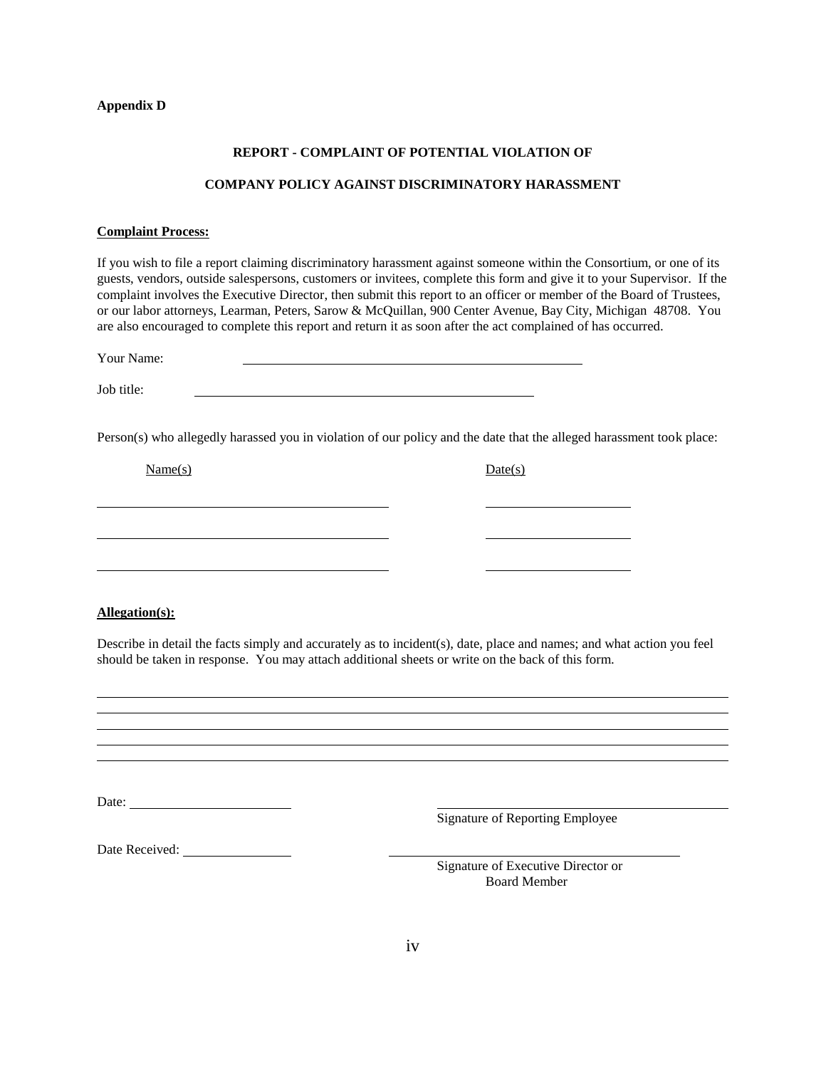**Appendix D**

**REPORT - COMPLAINT OF POTENTIAL VIOLATION OF**

**COMPANY POLICY AGAINST DISCRIMINATORY HARASSMENT**

**Complaint Process:**

If you wish to file a report claiming discriminatory harassment against someone within the Consortium, or one of its guests, vendors, outside salespersons, customers or invitees, complete this form and give it to your Supervisor. If the complaint involves the Executive Director, then submit this report to an officer or member of the Board of Trustees, or our labor attorneys, Learman, Peters, Sarow & McQuillan, 900 Center Avenue, Bay City, Michigan 48708. You are also encouraged to complete this report and return it as soon after the act complained of has occurred.

Your Name: ______________________________

Job title: ______________________________

Person(s) who allegedly harassed you in violation of our policy and the date that the alleged harassment took place:

| Name(s) | Date(s) |
|---|---|
| | |
| | |
| | |

**Allegation(s):**

Describe in detail the facts simply and accurately as to incident(s), date, place and names; and what action you feel should be taken in response. You may attach additional sheets or write on the back of this form.

______________________________________________________________________

______________________________________________________________________

______________________________________________________________________

______________________________________________________________________

______________________________________________________________________

Date: ____________________ ______________________________
Signature of Reporting Employee

Date Received: ____________________ ______________________________
Signature of Executive Director or Board Member